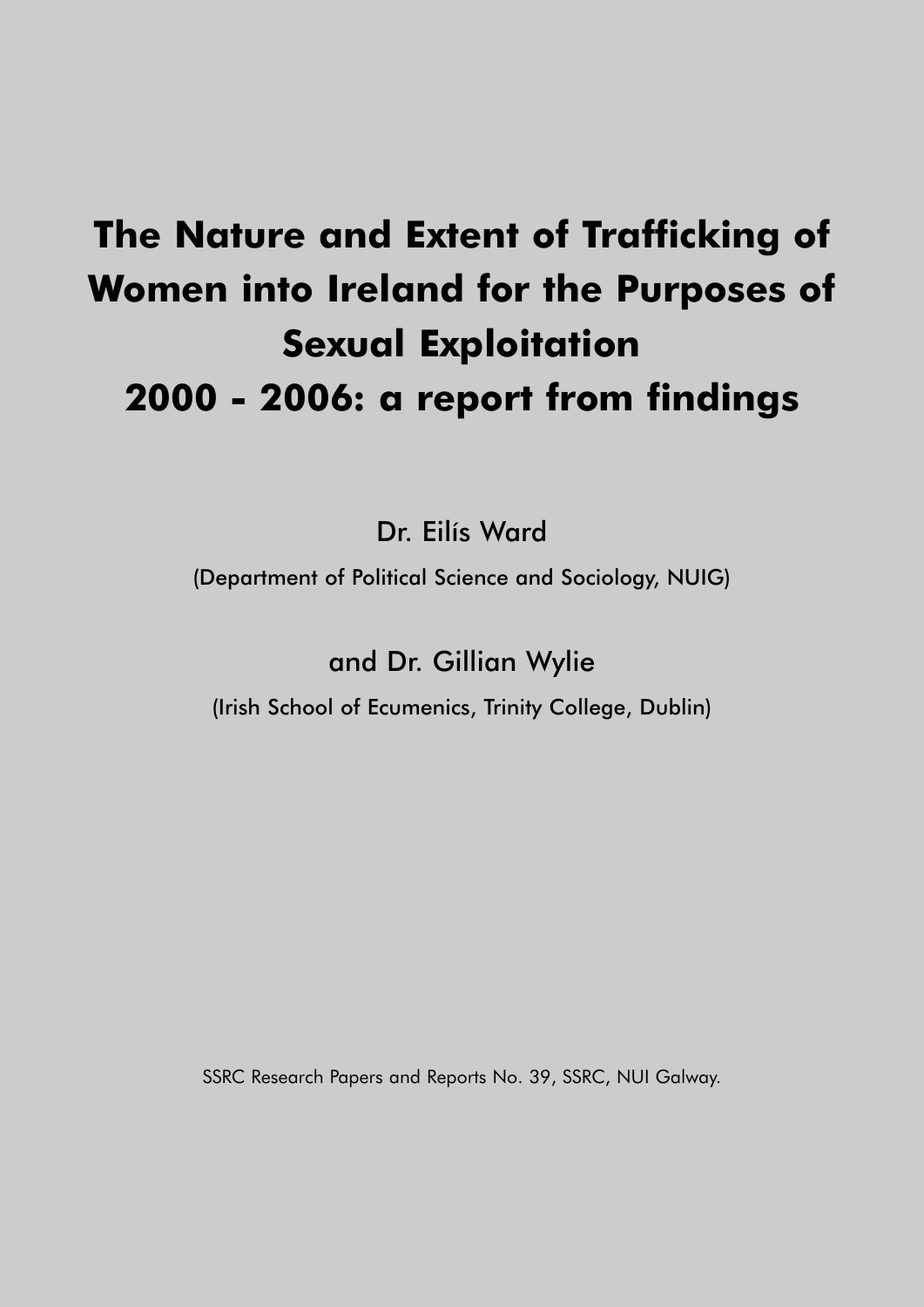# The Nature and Extent of Trafficking of Women into Ireland for the Purposes of Sexual Exploitation 2000 - 2006: a report from findings

Dr. Eilís Ward

(Department of Political Science and Sociology, NUIG)

and Dr. Gillian Wylie

(Irish School of Ecumenics, Trinity College, Dublin)

SSRC Research Papers and Reports No. 39, SSRC, NUI Galway.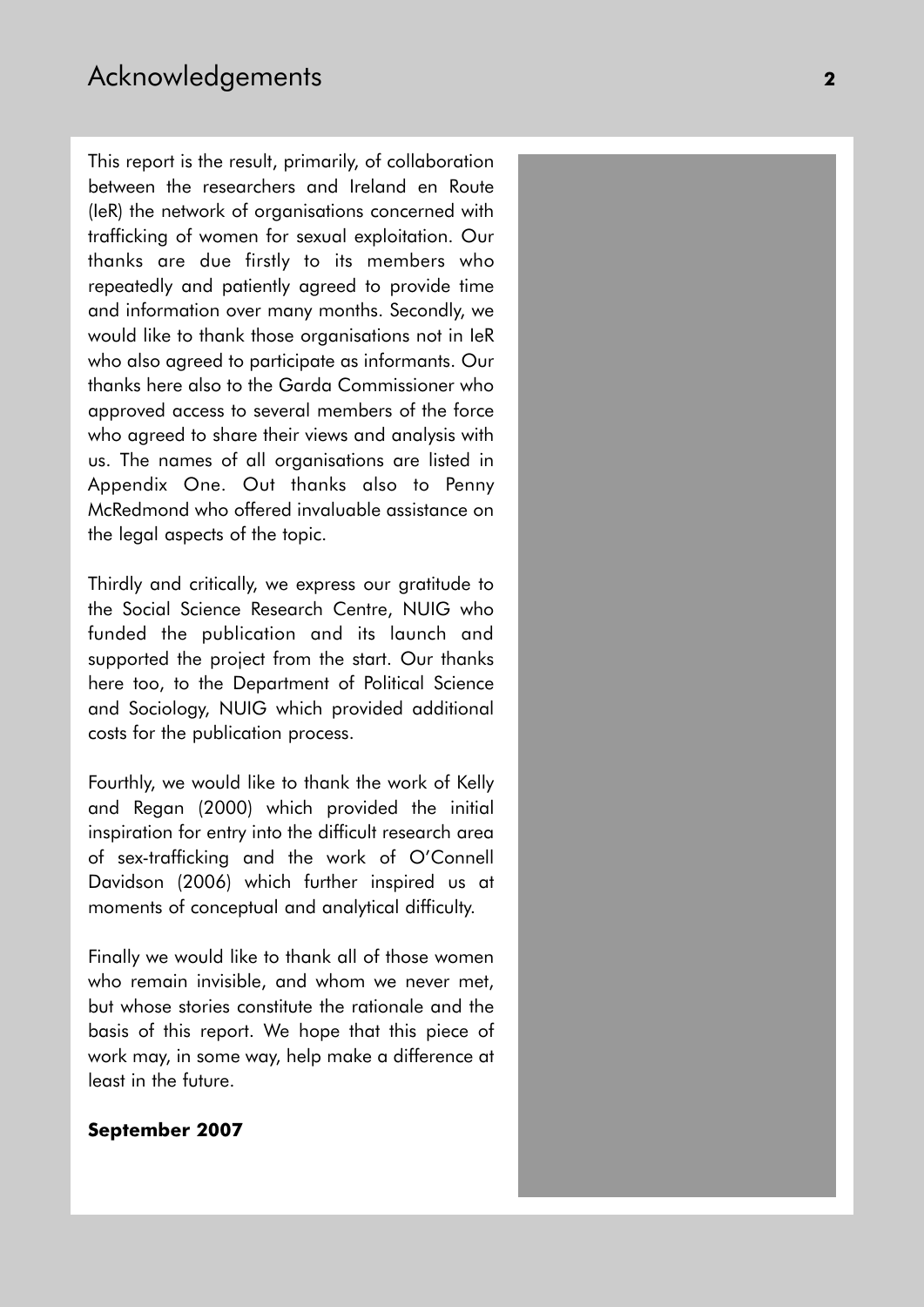# Acknowledgements

This report is the result, primarily, of collaboration between the researchers and Ireland en Route (IeR) the network of organisations concerned with trafficking of women for sexual exploitation. Our thanks are due firstly to its members who repeatedly and patiently agreed to provide time and information over many months. Secondly, we would like to thank those organisations not in IeR who also agreed to participate as informants. Our thanks here also to the Garda Commissioner who approved access to several members of the force who agreed to share their views and analysis with us. The names of all organisations are listed in Appendix One. Out thanks also to Penny McRedmond who offered invaluable assistance on the legal aspects of the topic.

Thirdly and critically, we express our gratitude to the Social Science Research Centre, NUIG who funded the publication and its launch and supported the project from the start. Our thanks here too, to the Department of Political Science and Sociology, NUIG which provided additional costs for the publication process.

Fourthly, we would like to thank the work of Kelly and Regan (2000) which provided the initial inspiration for entry into the difficult research area of sex-trafficking and the work of O'Connell Davidson (2006) which further inspired us at moments of conceptual and analytical difficulty.

Finally we would like to thank all of those women who remain invisible, and whom we never met, but whose stories constitute the rationale and the basis of this report. We hope that this piece of work may, in some way, help make a difference at least in the future.

**September 2007**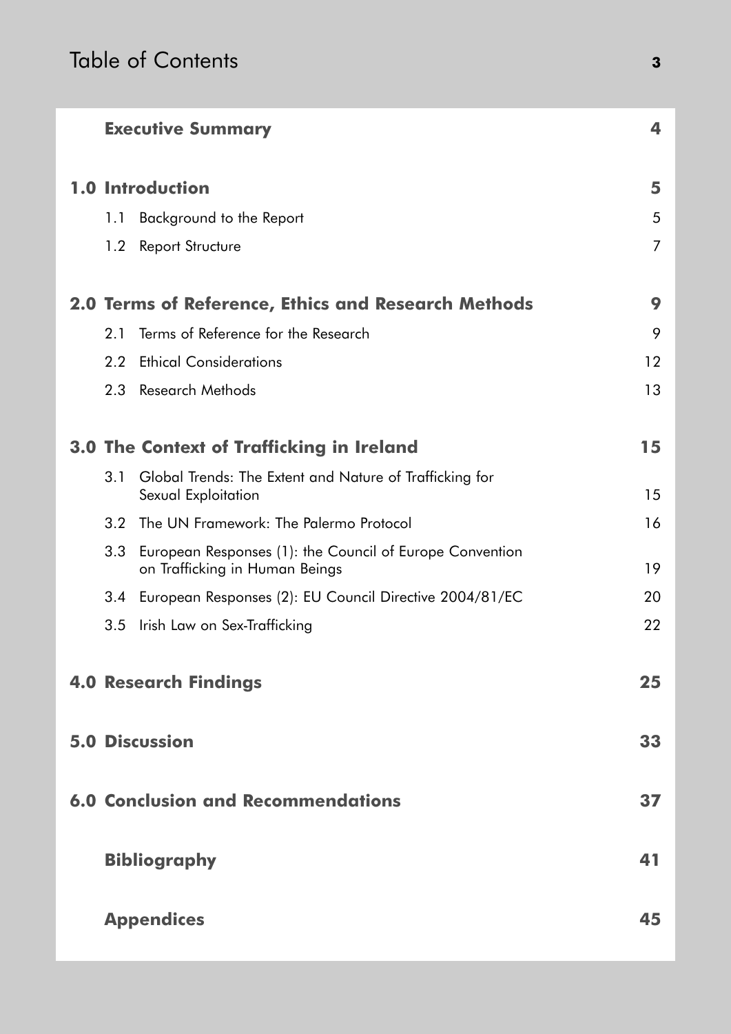# Table of Contents

| | |
|---|---|
| **Executive Summary** | **4** |
| **1.0 Introduction** | **5** |
| 1.1 Background to the Report | 5 |
| 1.2 Report Structure | 7 |
| **2.0 Terms of Reference, Ethics and Research Methods** | **9** |
| 2.1 Terms of Reference for the Research | 9 |
| 2.2 Ethical Considerations | 12 |
| 2.3 Research Methods | 13 |
| **3.0 The Context of Trafficking in Ireland** | **15** |
| 3.1 Global Trends: The Extent and Nature of Trafficking for Sexual Exploitation | 15 |
| 3.2 The UN Framework: The Palermo Protocol | 16 |
| 3.3 European Responses (1): the Council of Europe Convention on Trafficking in Human Beings | 19 |
| 3.4 European Responses (2): EU Council Directive 2004/81/EC | 20 |
| 3.5 Irish Law on Sex-Trafficking | 22 |
| **4.0 Research Findings** | **25** |
| **5.0 Discussion** | **33** |
| **6.0 Conclusion and Recommendations** | **37** |
| **Bibliography** | **41** |
| **Appendices** | **45** |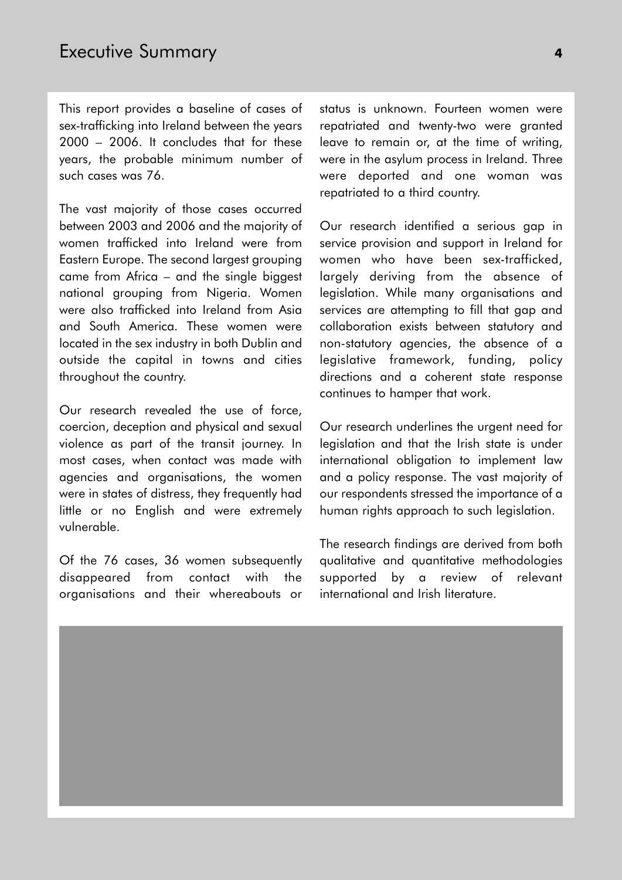# Executive Summary

This report provides a baseline of cases of sex-trafficking into Ireland between the years 2000 – 2006. It concludes that for these years, the probable minimum number of such cases was 76.

The vast majority of those cases occurred between 2003 and 2006 and the majority of women trafficked into Ireland were from Eastern Europe. The second largest grouping came from Africa – and the single biggest national grouping from Nigeria. Women were also trafficked into Ireland from Asia and South America. These women were located in the sex industry in both Dublin and outside the capital in towns and cities throughout the country.

Our research revealed the use of force, coercion, deception and physical and sexual violence as part of the transit journey. In most cases, when contact was made with agencies and organisations, the women were in states of distress, they frequently had little or no English and were extremely vulnerable.

Of the 76 cases, 36 women subsequently disappeared from contact with the organisations and their whereabouts or status is unknown. Fourteen women were repatriated and twenty-two were granted leave to remain or, at the time of writing, were in the asylum process in Ireland. Three were deported and one woman was repatriated to a third country.

Our research identified a serious gap in service provision and support in Ireland for women who have been sex-trafficked, largely deriving from the absence of legislation. While many organisations and services are attempting to fill that gap and collaboration exists between statutory and non-statutory agencies, the absence of a legislative framework, funding, policy directions and a coherent state response continues to hamper that work.

Our research underlines the urgent need for legislation and that the Irish state is under international obligation to implement law and a policy response. The vast majority of our respondents stressed the importance of a human rights approach to such legislation.

The research findings are derived from both qualitative and quantitative methodologies supported by a review of relevant international and Irish literature.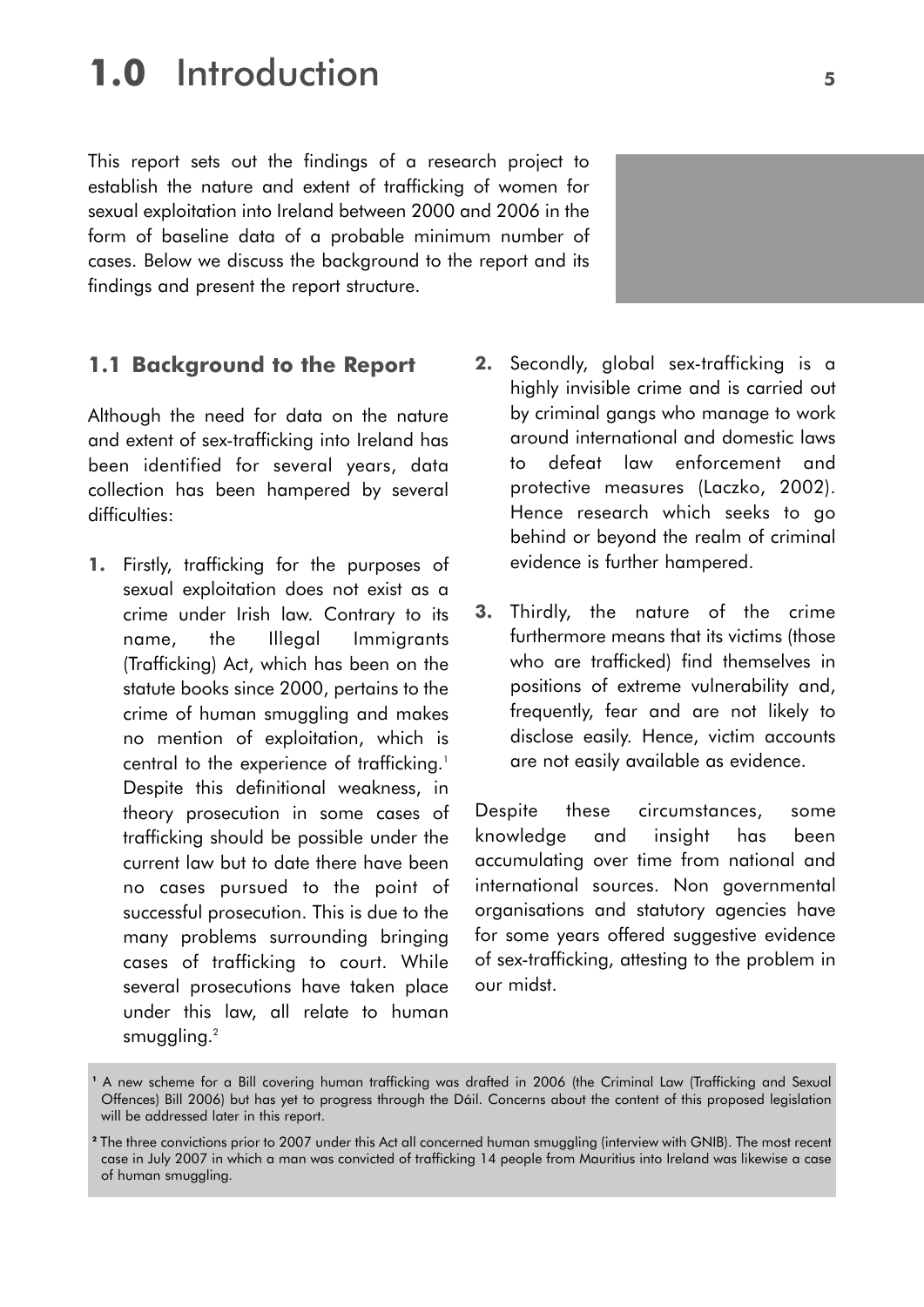# 1.0 Introduction

This report sets out the findings of a research project to establish the nature and extent of trafficking of women for sexual exploitation into Ireland between 2000 and 2006 in the form of baseline data of a probable minimum number of cases. Below we discuss the background to the report and its findings and present the report structure.

## 1.1 Background to the Report

Although the need for data on the nature and extent of sex-trafficking into Ireland has been identified for several years, data collection has been hampered by several difficulties:

1. Firstly, trafficking for the purposes of sexual exploitation does not exist as a crime under Irish law. Contrary to its name, the Illegal Immigrants (Trafficking) Act, which has been on the statute books since 2000, pertains to the crime of human smuggling and makes no mention of exploitation, which is central to the experience of trafficking.[1] Despite this definitional weakness, in theory prosecution in some cases of trafficking should be possible under the current law but to date there have been no cases pursued to the point of successful prosecution. This is due to the many problems surrounding bringing cases of trafficking to court. While several prosecutions have taken place under this law, all relate to human smuggling.[2]
2. Secondly, global sex-trafficking is a highly invisible crime and is carried out by criminal gangs who manage to work around international and domestic laws to defeat law enforcement and protective measures (Laczko, 2002). Hence research which seeks to go behind or beyond the realm of criminal evidence is further hampered.
3. Thirdly, the nature of the crime furthermore means that its victims (those who are trafficked) find themselves in positions of extreme vulnerability and, frequently, fear and are not likely to disclose easily. Hence, victim accounts are not easily available as evidence.

Despite these circumstances, some knowledge and insight has been accumulating over time from national and international sources. Non governmental organisations and statutory agencies have for some years offered suggestive evidence of sex-trafficking, attesting to the problem in our midst.

[1] A new scheme for a Bill covering human trafficking was drafted in 2006 (the Criminal Law (Trafficking and Sexual Offences) Bill 2006) but has yet to progress through the Dáil. Concerns about the content of this proposed legislation will be addressed later in this report.

[2] The three convictions prior to 2007 under this Act all concerned human smuggling (interview with GNIB). The most recent case in July 2007 in which a man was convicted of trafficking 14 people from Mauritius into Ireland was likewise a case of human smuggling.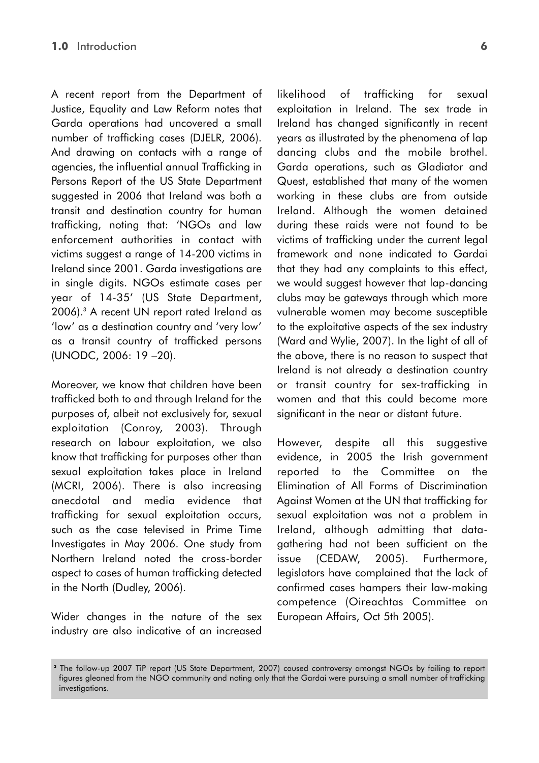A recent report from the Department of Justice, Equality and Law Reform notes that Garda operations had uncovered a small number of trafficking cases (DJELR, 2006). And drawing on contacts with a range of agencies, the influential annual Trafficking in Persons Report of the US State Department suggested in 2006 that Ireland was both a transit and destination country for human trafficking, noting that: 'NGOs and law enforcement authorities in contact with victims suggest a range of 14-200 victims in Ireland since 2001. Garda investigations are in single digits. NGOs estimate cases per year of 14-35' (US State Department, 2006).[3] A recent UN report rated Ireland as 'low' as a destination country and 'very low' as a transit country of trafficked persons (UNODC, 2006: 19 –20).

Moreover, we know that children have been trafficked both to and through Ireland for the purposes of, albeit not exclusively for, sexual exploitation (Conroy, 2003). Through research on labour exploitation, we also know that trafficking for purposes other than sexual exploitation takes place in Ireland (MCRI, 2006). There is also increasing anecdotal and media evidence that trafficking for sexual exploitation occurs, such as the case televised in Prime Time Investigates in May 2006. One study from Northern Ireland noted the cross-border aspect to cases of human trafficking detected in the North (Dudley, 2006).

Wider changes in the nature of the sex industry are also indicative of an increased likelihood of trafficking for sexual exploitation in Ireland. The sex trade in Ireland has changed significantly in recent years as illustrated by the phenomena of lap dancing clubs and the mobile brothel. Garda operations, such as Gladiator and Quest, established that many of the women working in these clubs are from outside Ireland. Although the women detained during these raids were not found to be victims of trafficking under the current legal framework and none indicated to Gardai that they had any complaints to this effect, we would suggest however that lap-dancing clubs may be gateways through which more vulnerable women may become susceptible to the exploitative aspects of the sex industry (Ward and Wylie, 2007). In the light of all of the above, there is no reason to suspect that Ireland is not already a destination country or transit country for sex-trafficking in women and that this could become more significant in the near or distant future.

However, despite all this suggestive evidence, in 2005 the Irish government reported to the Committee on the Elimination of All Forms of Discrimination Against Women at the UN that trafficking for sexual exploitation was not a problem in Ireland, although admitting that data-gathering had not been sufficient on the issue (CEDAW, 2005). Furthermore, legislators have complained that the lack of confirmed cases hampers their law-making competence (Oireachtas Committee on European Affairs, Oct 5th 2005).

[3] The follow-up 2007 TiP report (US State Department, 2007) caused controversy amongst NGOs by failing to report figures gleaned from the NGO community and noting only that the Gardai were pursuing a small number of trafficking investigations.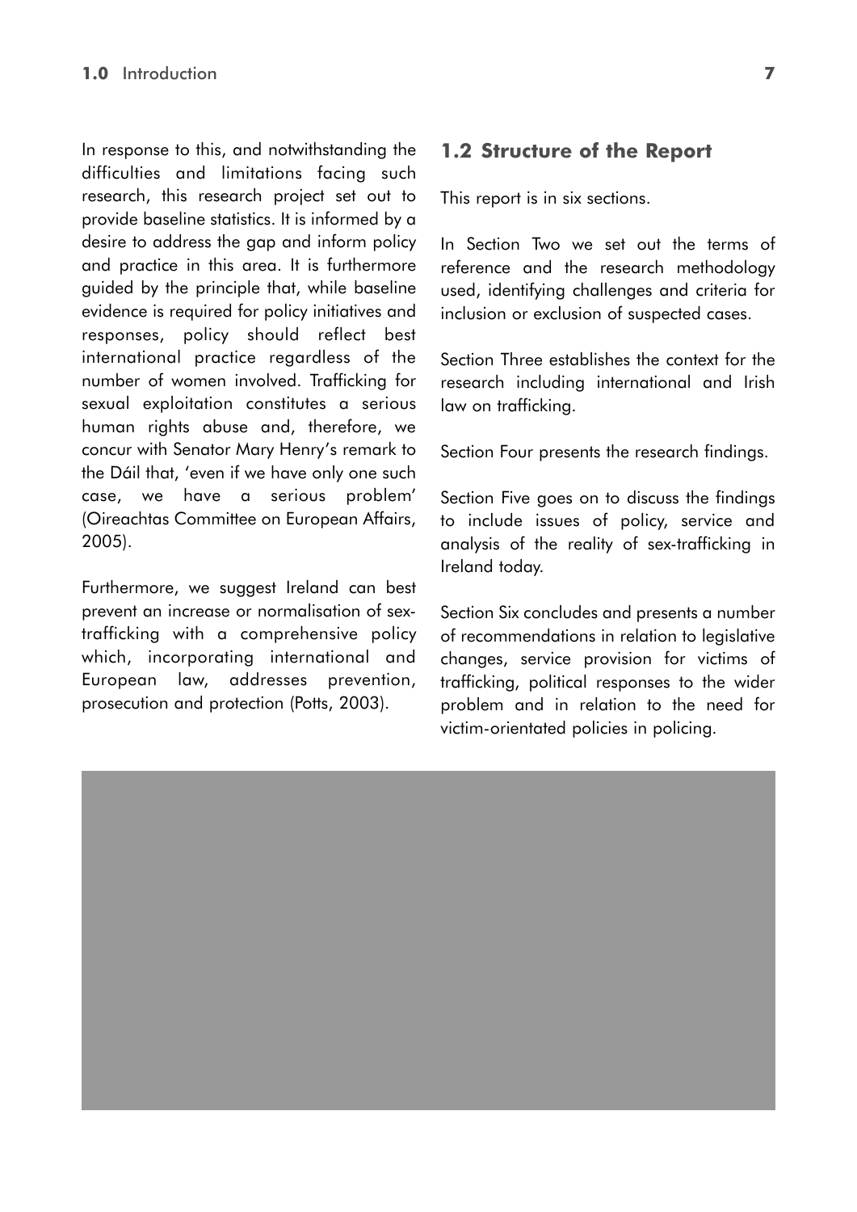In response to this, and notwithstanding the difficulties and limitations facing such research, this research project set out to provide baseline statistics. It is informed by a desire to address the gap and inform policy and practice in this area. It is furthermore guided by the principle that, while baseline evidence is required for policy initiatives and responses, policy should reflect best international practice regardless of the number of women involved. Trafficking for sexual exploitation constitutes a serious human rights abuse and, therefore, we concur with Senator Mary Henry's remark to the Dáil that, 'even if we have only one such case, we have a serious problem' (Oireachtas Committee on European Affairs, 2005).

Furthermore, we suggest Ireland can best prevent an increase or normalisation of sex-trafficking with a comprehensive policy which, incorporating international and European law, addresses prevention, prosecution and protection (Potts, 2003).

## 1.2 Structure of the Report

This report is in six sections.

In Section Two we set out the terms of reference and the research methodology used, identifying challenges and criteria for inclusion or exclusion of suspected cases.

Section Three establishes the context for the research including international and Irish law on trafficking.

Section Four presents the research findings.

Section Five goes on to discuss the findings to include issues of policy, service and analysis of the reality of sex-trafficking in Ireland today.

Section Six concludes and presents a number of recommendations in relation to legislative changes, service provision for victims of trafficking, political responses to the wider problem and in relation to the need for victim-orientated policies in policing.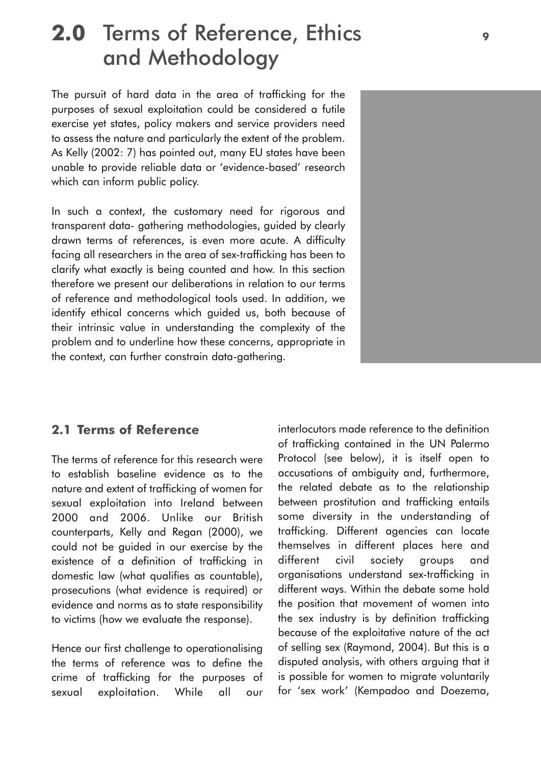# 2.0 Terms of Reference, Ethics and Methodology

The pursuit of hard data in the area of trafficking for the purposes of sexual exploitation could be considered a futile exercise yet states, policy makers and service providers need to assess the nature and particularly the extent of the problem. As Kelly (2002: 7) has pointed out, many EU states have been unable to provide reliable data or 'evidence-based' research which can inform public policy.

In such a context, the customary need for rigorous and transparent data- gathering methodologies, guided by clearly drawn terms of references, is even more acute. A difficulty facing all researchers in the area of sex-trafficking has been to clarify what exactly is being counted and how. In this section therefore we present our deliberations in relation to our terms of reference and methodological tools used. In addition, we identify ethical concerns which guided us, both because of their intrinsic value in understanding the complexity of the problem and to underline how these concerns, appropriate in the context, can further constrain data-gathering.

## 2.1 Terms of Reference

The terms of reference for this research were to establish baseline evidence as to the nature and extent of trafficking of women for sexual exploitation into Ireland between 2000 and 2006. Unlike our British counterparts, Kelly and Regan (2000), we could not be guided in our exercise by the existence of a definition of trafficking in domestic law (what qualifies as countable), prosecutions (what evidence is required) or evidence and norms as to state responsibility to victims (how we evaluate the response).

Hence our first challenge to operationalising the terms of reference was to define the crime of trafficking for the purposes of sexual exploitation. While all our interlocutors made reference to the definition of trafficking contained in the UN Palermo Protocol (see below), it is itself open to accusations of ambiguity and, furthermore, the related debate as to the relationship between prostitution and trafficking entails some diversity in the understanding of trafficking. Different agencies can locate themselves in different places here and different civil society groups and organisations understand sex-trafficking in different ways. Within the debate some hold the position that movement of women into the sex industry is by definition trafficking because of the exploitative nature of the act of selling sex (Raymond, 2004). But this is a disputed analysis, with others arguing that it is possible for women to migrate voluntarily for 'sex work' (Kempadoo and Doezema,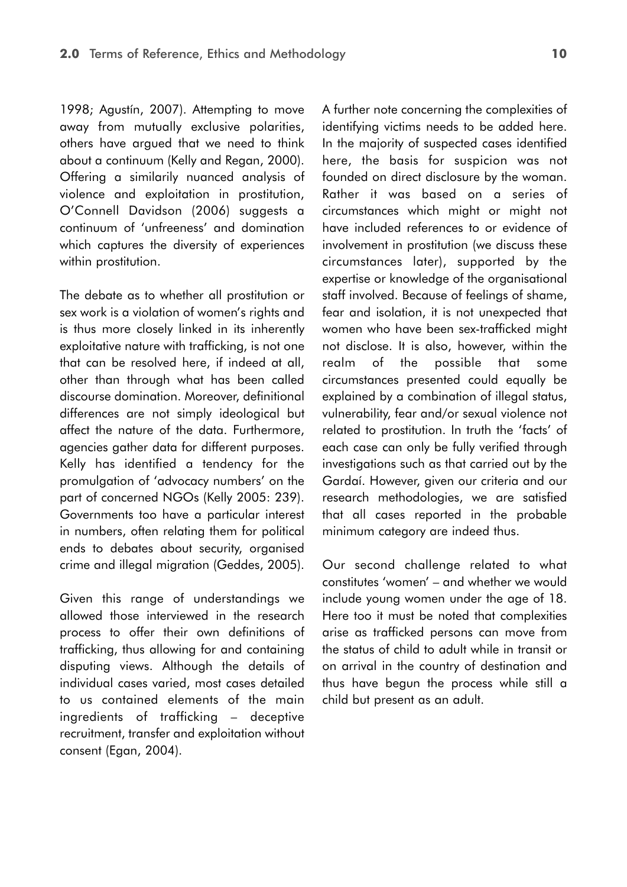1998; Agustín, 2007). Attempting to move away from mutually exclusive polarities, others have argued that we need to think about a continuum (Kelly and Regan, 2000). Offering a similarily nuanced analysis of violence and exploitation in prostitution, O'Connell Davidson (2006) suggests a continuum of 'unfreeness' and domination which captures the diversity of experiences within prostitution.

The debate as to whether all prostitution or sex work is a violation of women's rights and is thus more closely linked in its inherently exploitative nature with trafficking, is not one that can be resolved here, if indeed at all, other than through what has been called discourse domination. Moreover, definitional differences are not simply ideological but affect the nature of the data. Furthermore, agencies gather data for different purposes. Kelly has identified a tendency for the promulgation of 'advocacy numbers' on the part of concerned NGOs (Kelly 2005: 239). Governments too have a particular interest in numbers, often relating them for political ends to debates about security, organised crime and illegal migration (Geddes, 2005).

Given this range of understandings we allowed those interviewed in the research process to offer their own definitions of trafficking, thus allowing for and containing disputing views. Although the details of individual cases varied, most cases detailed to us contained elements of the main ingredients of trafficking – deceptive recruitment, transfer and exploitation without consent (Egan, 2004).

A further note concerning the complexities of identifying victims needs to be added here. In the majority of suspected cases identified here, the basis for suspicion was not founded on direct disclosure by the woman. Rather it was based on a series of circumstances which might or might not have included references to or evidence of involvement in prostitution (we discuss these circumstances later), supported by the expertise or knowledge of the organisational staff involved. Because of feelings of shame, fear and isolation, it is not unexpected that women who have been sex-trafficked might not disclose. It is also, however, within the realm of the possible that some circumstances presented could equally be explained by a combination of illegal status, vulnerability, fear and/or sexual violence not related to prostitution. In truth the 'facts' of each case can only be fully verified through investigations such as that carried out by the Gardaí. However, given our criteria and our research methodologies, we are satisfied that all cases reported in the probable minimum category are indeed thus.

Our second challenge related to what constitutes 'women' – and whether we would include young women under the age of 18. Here too it must be noted that complexities arise as trafficked persons can move from the status of child to adult while in transit or on arrival in the country of destination and thus have begun the process while still a child but present as an adult.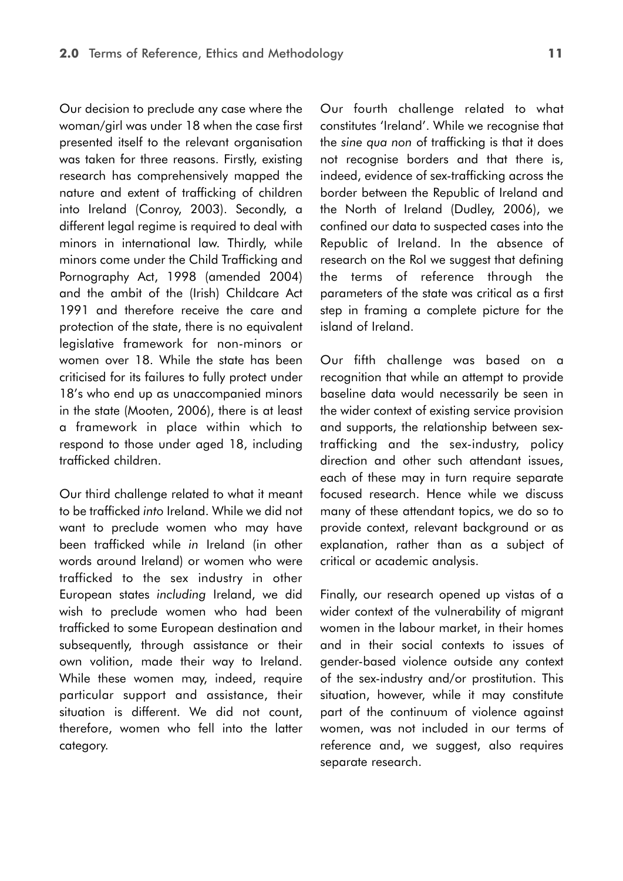Our decision to preclude any case where the woman/girl was under 18 when the case first presented itself to the relevant organisation was taken for three reasons. Firstly, existing research has comprehensively mapped the nature and extent of trafficking of children into Ireland (Conroy, 2003). Secondly, a different legal regime is required to deal with minors in international law. Thirdly, while minors come under the Child Trafficking and Pornography Act, 1998 (amended 2004) and the ambit of the (Irish) Childcare Act 1991 and therefore receive the care and protection of the state, there is no equivalent legislative framework for non-minors or women over 18. While the state has been criticised for its failures to fully protect under 18's who end up as unaccompanied minors in the state (Mooten, 2006), there is at least a framework in place within which to respond to those under aged 18, including trafficked children.

Our third challenge related to what it meant to be trafficked *into* Ireland. While we did not want to preclude women who may have been trafficked while *in* Ireland (in other words around Ireland) or women who were trafficked to the sex industry in other European states *including* Ireland, we did wish to preclude women who had been trafficked to some European destination and subsequently, through assistance or their own volition, made their way to Ireland. While these women may, indeed, require particular support and assistance, their situation is different. We did not count, therefore, women who fell into the latter category.

Our fourth challenge related to what constitutes 'Ireland'. While we recognise that the *sine qua non* of trafficking is that it does not recognise borders and that there is, indeed, evidence of sex-trafficking across the border between the Republic of Ireland and the North of Ireland (Dudley, 2006), we confined our data to suspected cases into the Republic of Ireland. In the absence of research on the RoI we suggest that defining the terms of reference through the parameters of the state was critical as a first step in framing a complete picture for the island of Ireland.

Our fifth challenge was based on a recognition that while an attempt to provide baseline data would necessarily be seen in the wider context of existing service provision and supports, the relationship between sex-trafficking and the sex-industry, policy direction and other such attendant issues, each of these may in turn require separate focused research. Hence while we discuss many of these attendant topics, we do so to provide context, relevant background or as explanation, rather than as a subject of critical or academic analysis.

Finally, our research opened up vistas of a wider context of the vulnerability of migrant women in the labour market, in their homes and in their social contexts to issues of gender-based violence outside any context of the sex-industry and/or prostitution. This situation, however, while it may constitute part of the continuum of violence against women, was not included in our terms of reference and, we suggest, also requires separate research.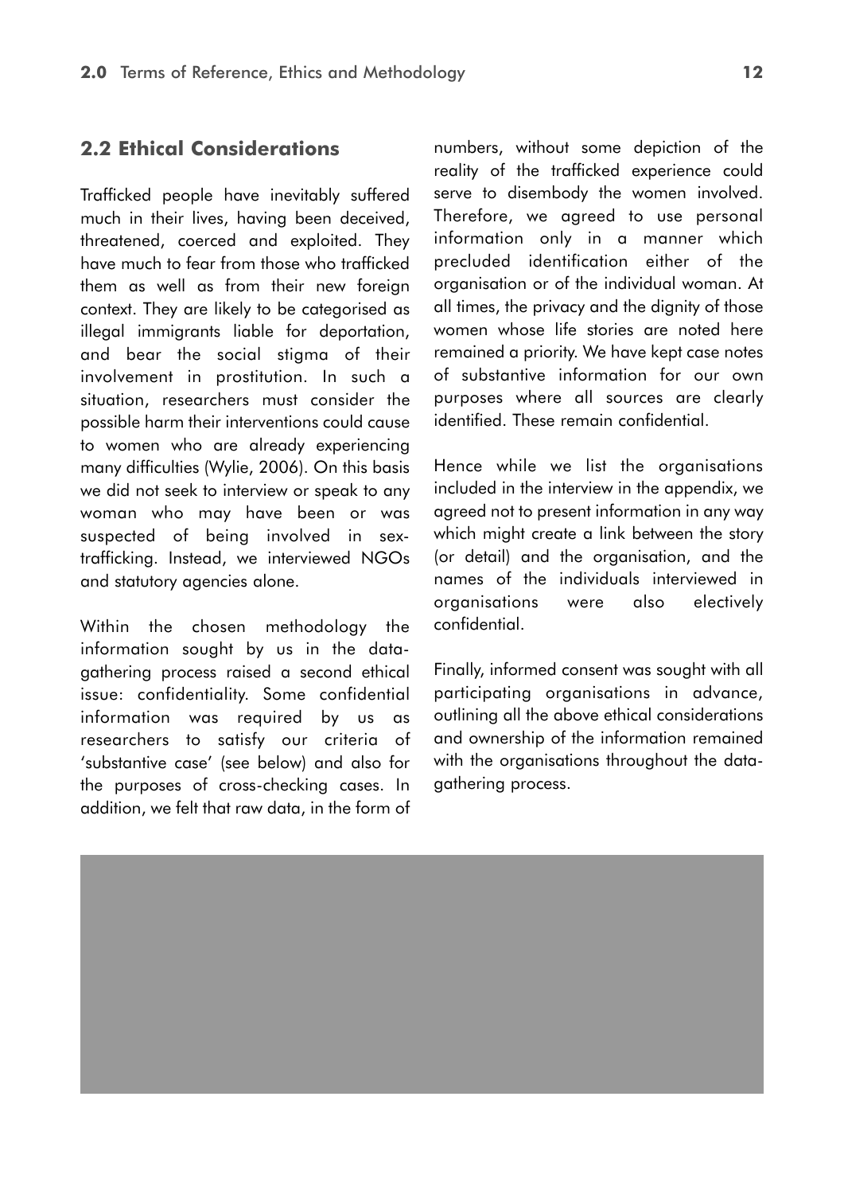## 2.2 Ethical Considerations

Trafficked people have inevitably suffered much in their lives, having been deceived, threatened, coerced and exploited. They have much to fear from those who trafficked them as well as from their new foreign context. They are likely to be categorised as illegal immigrants liable for deportation, and bear the social stigma of their involvement in prostitution. In such a situation, researchers must consider the possible harm their interventions could cause to women who are already experiencing many difficulties (Wylie, 2006). On this basis we did not seek to interview or speak to any woman who may have been or was suspected of being involved in sex-trafficking. Instead, we interviewed NGOs and statutory agencies alone.

Within the chosen methodology the information sought by us in the data-gathering process raised a second ethical issue: confidentiality. Some confidential information was required by us as researchers to satisfy our criteria of 'substantive case' (see below) and also for the purposes of cross-checking cases. In addition, we felt that raw data, in the form of numbers, without some depiction of the reality of the trafficked experience could serve to disembody the women involved. Therefore, we agreed to use personal information only in a manner which precluded identification either of the organisation or of the individual woman. At all times, the privacy and the dignity of those women whose life stories are noted here remained a priority. We have kept case notes of substantive information for our own purposes where all sources are clearly identified. These remain confidential.

Hence while we list the organisations included in the interview in the appendix, we agreed not to present information in any way which might create a link between the story (or detail) and the organisation, and the names of the individuals interviewed in organisations were also electively confidential.

Finally, informed consent was sought with all participating organisations in advance, outlining all the above ethical considerations and ownership of the information remained with the organisations throughout the data-gathering process.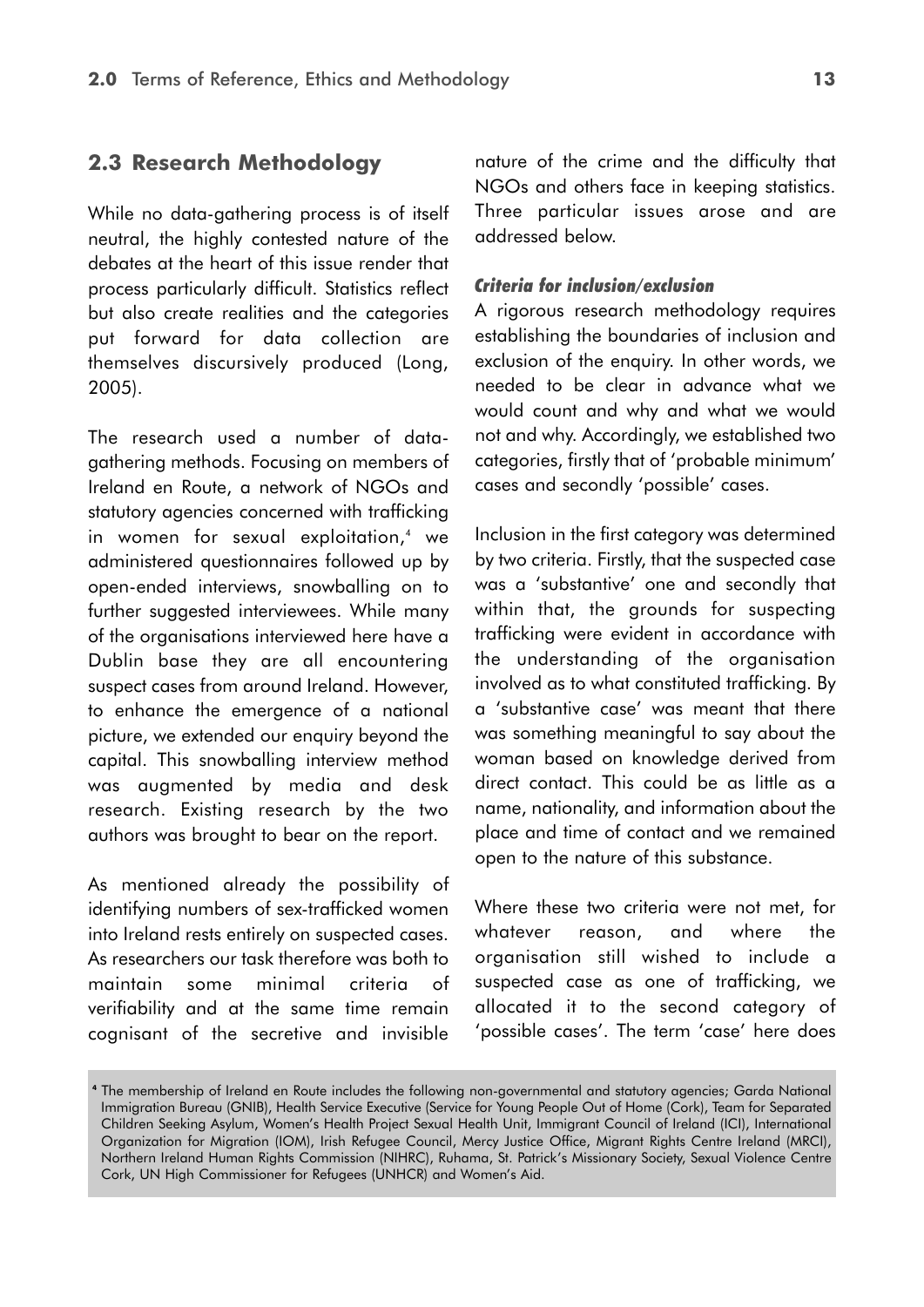## 2.3 Research Methodology

While no data-gathering process is of itself neutral, the highly contested nature of the debates at the heart of this issue render that process particularly difficult. Statistics reflect but also create realities and the categories put forward for data collection are themselves discursively produced (Long, 2005).

The research used a number of data-gathering methods. Focusing on members of Ireland en Route, a network of NGOs and statutory agencies concerned with trafficking in women for sexual exploitation,[4] we administered questionnaires followed up by open-ended interviews, snowballing on to further suggested interviewees. While many of the organisations interviewed here have a Dublin base they are all encountering suspect cases from around Ireland. However, to enhance the emergence of a national picture, we extended our enquiry beyond the capital. This snowballing interview method was augmented by media and desk research. Existing research by the two authors was brought to bear on the report.

As mentioned already the possibility of identifying numbers of sex-trafficked women into Ireland rests entirely on suspected cases. As researchers our task therefore was both to maintain some minimal criteria of verifiability and at the same time remain cognisant of the secretive and invisible nature of the crime and the difficulty that NGOs and others face in keeping statistics. Three particular issues arose and are addressed below.

### *Criteria for inclusion/exclusion*

A rigorous research methodology requires establishing the boundaries of inclusion and exclusion of the enquiry. In other words, we needed to be clear in advance what we would count and why and what we would not and why. Accordingly, we established two categories, firstly that of 'probable minimum' cases and secondly 'possible' cases.

Inclusion in the first category was determined by two criteria. Firstly, that the suspected case was a 'substantive' one and secondly that within that, the grounds for suspecting trafficking were evident in accordance with the understanding of the organisation involved as to what constituted trafficking. By a 'substantive case' was meant that there was something meaningful to say about the woman based on knowledge derived from direct contact. This could be as little as a name, nationality, and information about the place and time of contact and we remained open to the nature of this substance.

Where these two criteria were not met, for whatever reason, and where the organisation still wished to include a suspected case as one of trafficking, we allocated it to the second category of 'possible cases'. The term 'case' here does

[4] The membership of Ireland en Route includes the following non-governmental and statutory agencies; Garda National Immigration Bureau (GNIB), Health Service Executive (Service for Young People Out of Home (Cork), Team for Separated Children Seeking Asylum, Women's Health Project Sexual Health Unit, Immigrant Council of Ireland (ICI), International Organization for Migration (IOM), Irish Refugee Council, Mercy Justice Office, Migrant Rights Centre Ireland (MRCI), Northern Ireland Human Rights Commission (NIHRC), Ruhama, St. Patrick's Missionary Society, Sexual Violence Centre Cork, UN High Commissioner for Refugees (UNHCR) and Women's Aid.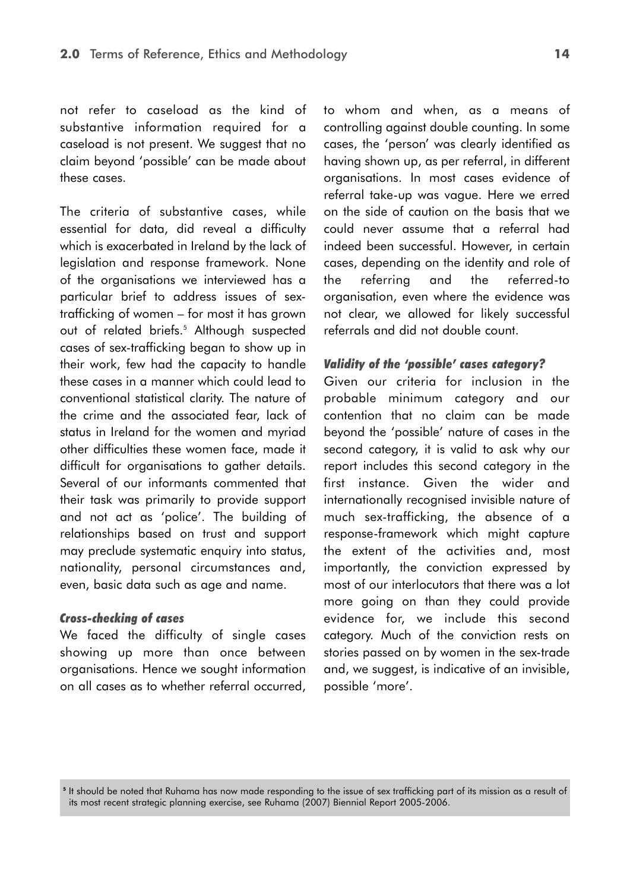not refer to caseload as the kind of substantive information required for a caseload is not present. We suggest that no claim beyond 'possible' can be made about these cases.

The criteria of substantive cases, while essential for data, did reveal a difficulty which is exacerbated in Ireland by the lack of legislation and response framework. None of the organisations we interviewed has a particular brief to address issues of sex-trafficking of women – for most it has grown out of related briefs.[5] Although suspected cases of sex-trafficking began to show up in their work, few had the capacity to handle these cases in a manner which could lead to conventional statistical clarity. The nature of the crime and the associated fear, lack of status in Ireland for the women and myriad other difficulties these women face, made it difficult for organisations to gather details. Several of our informants commented that their task was primarily to provide support and not act as 'police'. The building of relationships based on trust and support may preclude systematic enquiry into status, nationality, personal circumstances and, even, basic data such as age and name.

### *Cross-checking of cases*

We faced the difficulty of single cases showing up more than once between organisations. Hence we sought information on all cases as to whether referral occurred, to whom and when, as a means of controlling against double counting. In some cases, the 'person' was clearly identified as having shown up, as per referral, in different organisations. In most cases evidence of referral take-up was vague. Here we erred on the side of caution on the basis that we could never assume that a referral had indeed been successful. However, in certain cases, depending on the identity and role of the referring and the referred-to organisation, even where the evidence was not clear, we allowed for likely successful referrals and did not double count.

### *Validity of the 'possible' cases category?*

Given our criteria for inclusion in the probable minimum category and our contention that no claim can be made beyond the 'possible' nature of cases in the second category, it is valid to ask why our report includes this second category in the first instance. Given the wider and internationally recognised invisible nature of much sex-trafficking, the absence of a response-framework which might capture the extent of the activities and, most importantly, the conviction expressed by most of our interlocutors that there was a lot more going on than they could provide evidence for, we include this second category. Much of the conviction rests on stories passed on by women in the sex-trade and, we suggest, is indicative of an invisible, possible 'more'.

[5] It should be noted that Ruhama has now made responding to the issue of sex trafficking part of its mission as a result of its most recent strategic planning exercise, see Ruhama (2007) Biennial Report 2005-2006.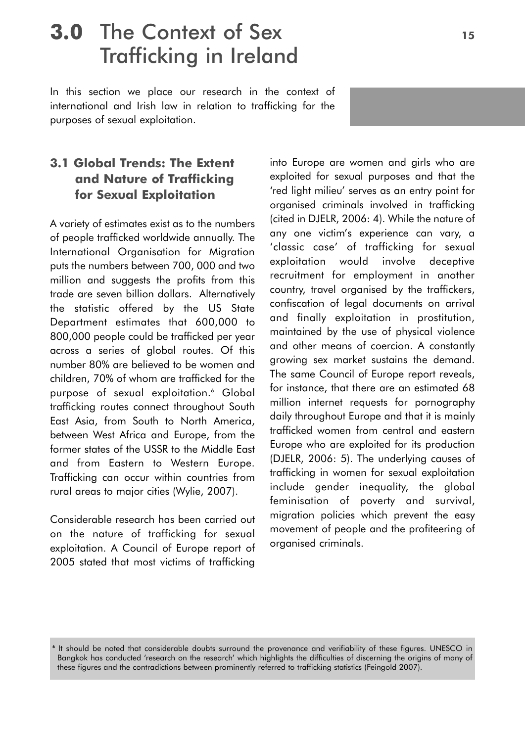# 3.0 The Context of Sex Trafficking in Ireland

In this section we place our research in the context of international and Irish law in relation to trafficking for the purposes of sexual exploitation.

## 3.1 Global Trends: The Extent and Nature of Trafficking for Sexual Exploitation

A variety of estimates exist as to the numbers of people trafficked worldwide annually. The International Organisation for Migration puts the numbers between 700, 000 and two million and suggests the profits from this trade are seven billion dollars. Alternatively the statistic offered by the US State Department estimates that 600,000 to 800,000 people could be trafficked per year across a series of global routes. Of this number 80% are believed to be women and children, 70% of whom are trafficked for the purpose of sexual exploitation.[6] Global trafficking routes connect throughout South East Asia, from South to North America, between West Africa and Europe, from the former states of the USSR to the Middle East and from Eastern to Western Europe. Trafficking can occur within countries from rural areas to major cities (Wylie, 2007).

Considerable research has been carried out on the nature of trafficking for sexual exploitation. A Council of Europe report of 2005 stated that most victims of trafficking into Europe are women and girls who are exploited for sexual purposes and that the 'red light milieu' serves as an entry point for organised criminals involved in trafficking (cited in DJELR, 2006: 4). While the nature of any one victim's experience can vary, a 'classic case' of trafficking for sexual exploitation would involve deceptive recruitment for employment in another country, travel organised by the traffickers, confiscation of legal documents on arrival and finally exploitation in prostitution, maintained by the use of physical violence and other means of coercion. A constantly growing sex market sustains the demand. The same Council of Europe report reveals, for instance, that there are an estimated 68 million internet requests for pornography daily throughout Europe and that it is mainly trafficked women from central and eastern Europe who are exploited for its production (DJELR, 2006: 5). The underlying causes of trafficking in women for sexual exploitation include gender inequality, the global feminisation of poverty and survival, migration policies which prevent the easy movement of people and the profiteering of organised criminals.

[6] It should be noted that considerable doubts surround the provenance and verifiability of these figures. UNESCO in Bangkok has conducted 'research on the research' which highlights the difficulties of discerning the origins of many of these figures and the contradictions between prominently referred to trafficking statistics (Feingold 2007).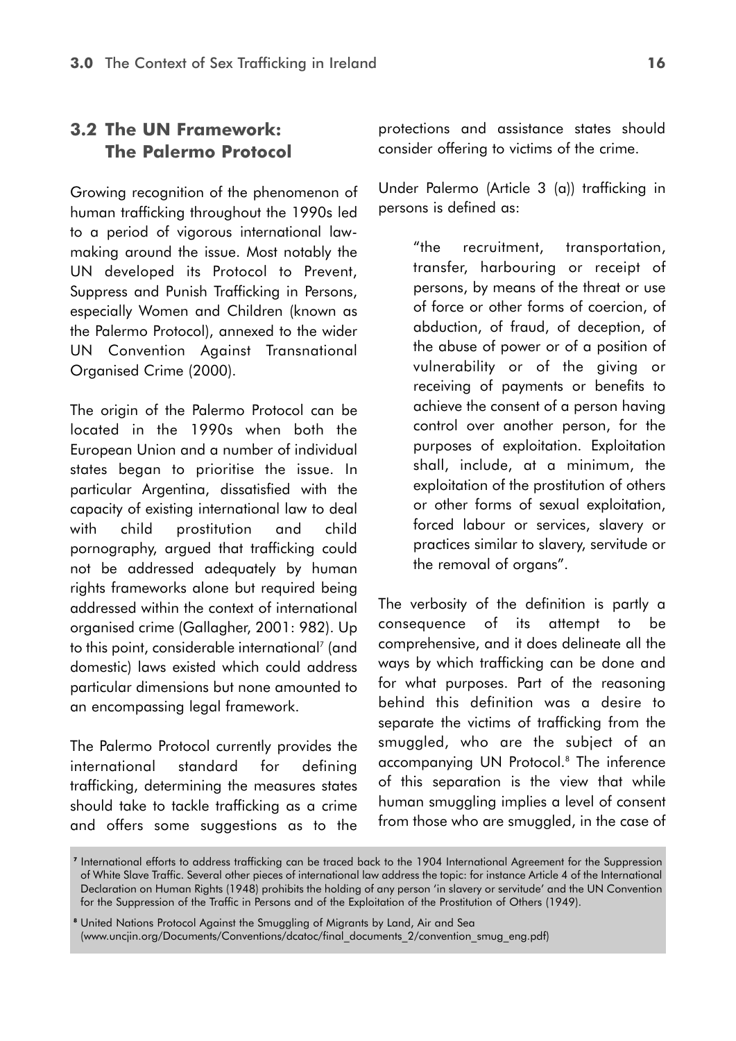## 3.2 The UN Framework: The Palermo Protocol

Growing recognition of the phenomenon of human trafficking throughout the 1990s led to a period of vigorous international law-making around the issue. Most notably the UN developed its Protocol to Prevent, Suppress and Punish Trafficking in Persons, especially Women and Children (known as the Palermo Protocol), annexed to the wider UN Convention Against Transnational Organised Crime (2000).

The origin of the Palermo Protocol can be located in the 1990s when both the European Union and a number of individual states began to prioritise the issue. In particular Argentina, dissatisfied with the capacity of existing international law to deal with child prostitution and child pornography, argued that trafficking could not be addressed adequately by human rights frameworks alone but required being addressed within the context of international organised crime (Gallagher, 2001: 982). Up to this point, considerable international[7] (and domestic) laws existed which could address particular dimensions but none amounted to an encompassing legal framework.

The Palermo Protocol currently provides the international standard for defining trafficking, determining the measures states should take to tackle trafficking as a crime and offers some suggestions as to the protections and assistance states should consider offering to victims of the crime.

Under Palermo (Article 3 (a)) trafficking in persons is defined as:

> "the recruitment, transportation, transfer, harbouring or receipt of persons, by means of the threat or use of force or other forms of coercion, of abduction, of fraud, of deception, of the abuse of power or of a position of vulnerability or of the giving or receiving of payments or benefits to achieve the consent of a person having control over another person, for the purposes of exploitation. Exploitation shall, include, at a minimum, the exploitation of the prostitution of others or other forms of sexual exploitation, forced labour or services, slavery or practices similar to slavery, servitude or the removal of organs".

The verbosity of the definition is partly a consequence of its attempt to be comprehensive, and it does delineate all the ways by which trafficking can be done and for what purposes. Part of the reasoning behind this definition was a desire to separate the victims of trafficking from the smuggled, who are the subject of an accompanying UN Protocol.[8] The inference of this separation is the view that while human smuggling implies a level of consent from those who are smuggled, in the case of

[7] International efforts to address trafficking can be traced back to the 1904 International Agreement for the Suppression of White Slave Traffic. Several other pieces of international law address the topic: for instance Article 4 of the International Declaration on Human Rights (1948) prohibits the holding of any person 'in slavery or servitude' and the UN Convention for the Suppression of the Traffic in Persons and of the Exploitation of the Prostitution of Others (1949).

[8] United Nations Protocol Against the Smuggling of Migrants by Land, Air and Sea (www.uncjin.org/Documents/Conventions/dcatoc/final_documents_2/convention_smug_eng.pdf)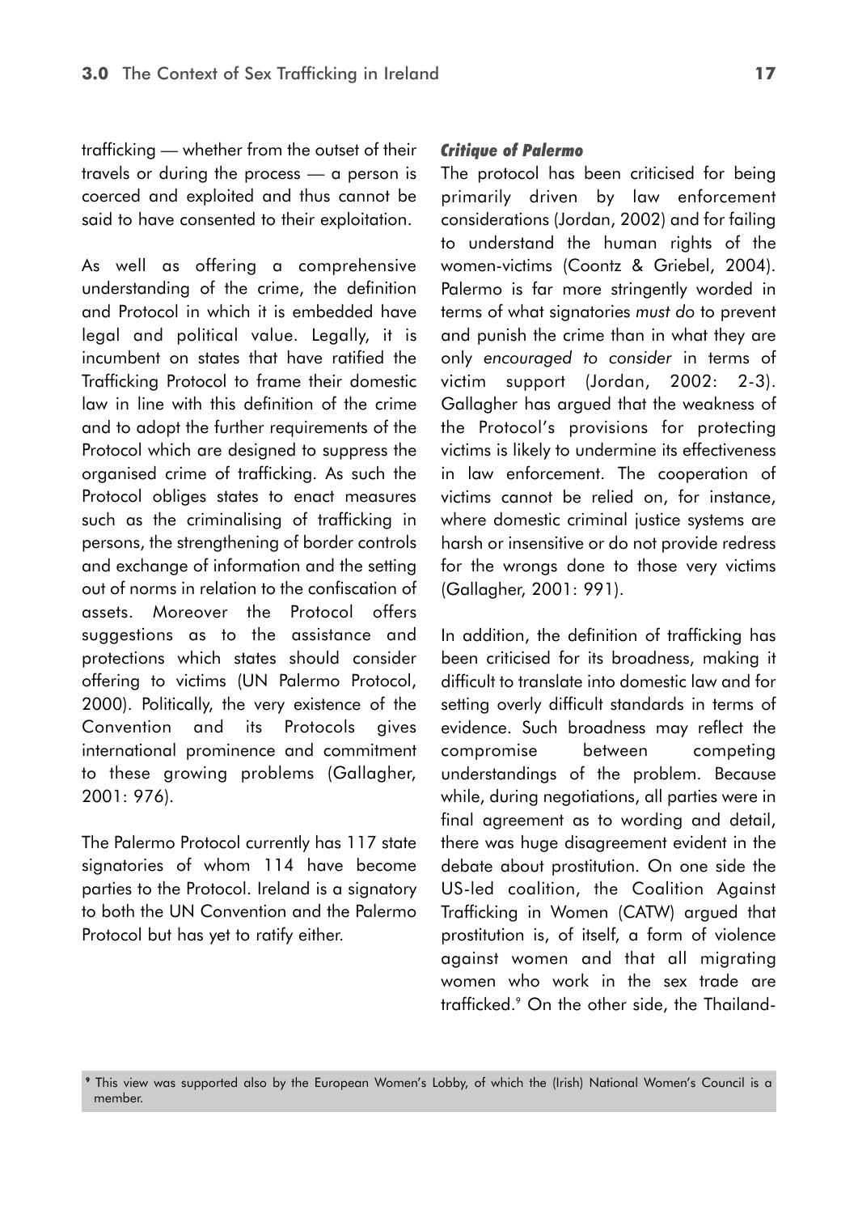trafficking — whether from the outset of their travels or during the process — a person is coerced and exploited and thus cannot be said to have consented to their exploitation.

As well as offering a comprehensive understanding of the crime, the definition and Protocol in which it is embedded have legal and political value. Legally, it is incumbent on states that have ratified the Trafficking Protocol to frame their domestic law in line with this definition of the crime and to adopt the further requirements of the Protocol which are designed to suppress the organised crime of trafficking. As such the Protocol obliges states to enact measures such as the criminalising of trafficking in persons, the strengthening of border controls and exchange of information and the setting out of norms in relation to the confiscation of assets. Moreover the Protocol offers suggestions as to the assistance and protections which states should consider offering to victims (UN Palermo Protocol, 2000). Politically, the very existence of the Convention and its Protocols gives international prominence and commitment to these growing problems (Gallagher, 2001: 976).

The Palermo Protocol currently has 117 state signatories of whom 114 have become parties to the Protocol. Ireland is a signatory to both the UN Convention and the Palermo Protocol but has yet to ratify either.

#### *Critique of Palermo*

The protocol has been criticised for being primarily driven by law enforcement considerations (Jordan, 2002) and for failing to understand the human rights of the women-victims (Coontz & Griebel, 2004). Palermo is far more stringently worded in terms of what signatories *must do* to prevent and punish the crime than in what they are only *encouraged to consider* in terms of victim support (Jordan, 2002: 2-3). Gallagher has argued that the weakness of the Protocol's provisions for protecting victims is likely to undermine its effectiveness in law enforcement. The cooperation of victims cannot be relied on, for instance, where domestic criminal justice systems are harsh or insensitive or do not provide redress for the wrongs done to those very victims (Gallagher, 2001: 991).

In addition, the definition of trafficking has been criticised for its broadness, making it difficult to translate into domestic law and for setting overly difficult standards in terms of evidence. Such broadness may reflect the compromise between competing understandings of the problem. Because while, during negotiations, all parties were in final agreement as to wording and detail, there was huge disagreement evident in the debate about prostitution. On one side the US-led coalition, the Coalition Against Trafficking in Women (CATW) argued that prostitution is, of itself, a form of violence against women and that all migrating women who work in the sex trade are trafficked.[9] On the other side, the Thailand-

[9] This view was supported also by the European Women's Lobby, of which the (Irish) National Women's Council is a member.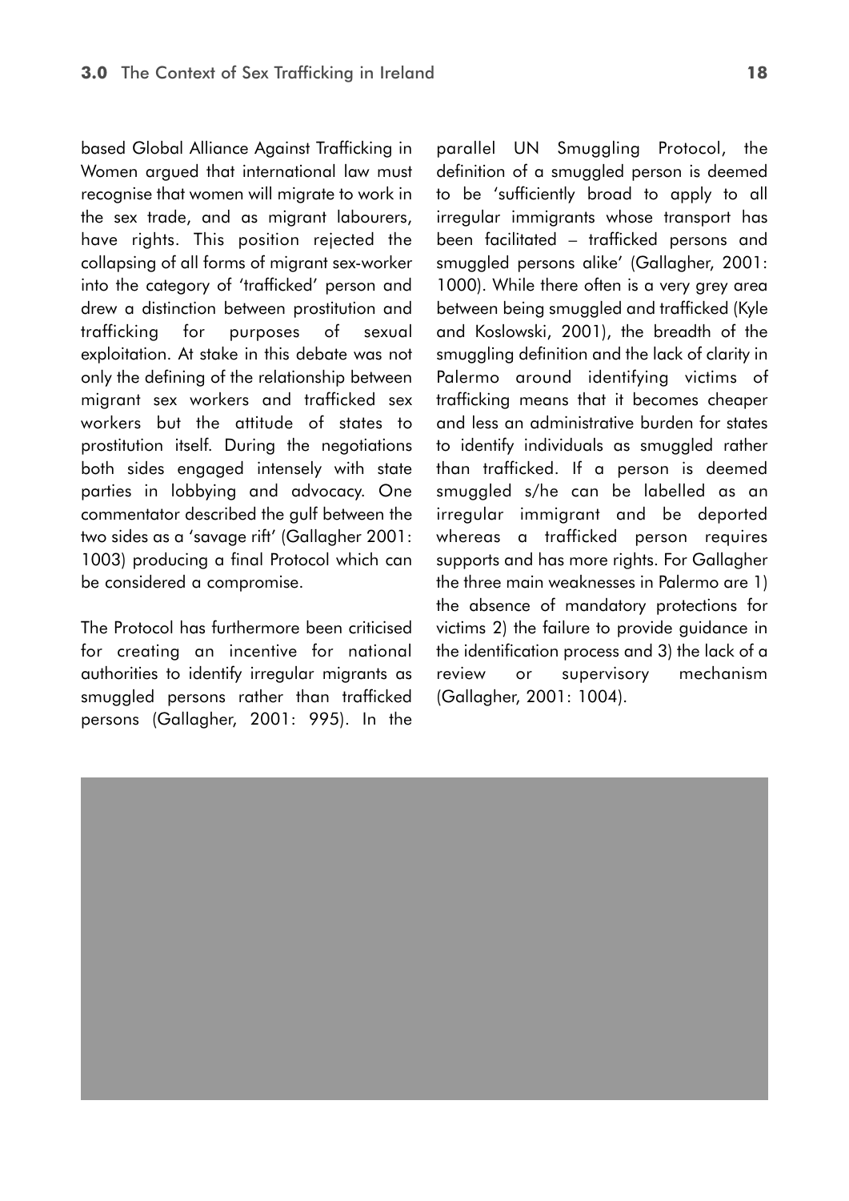based Global Alliance Against Trafficking in Women argued that international law must recognise that women will migrate to work in the sex trade, and as migrant labourers, have rights. This position rejected the collapsing of all forms of migrant sex-worker into the category of 'trafficked' person and drew a distinction between prostitution and trafficking for purposes of sexual exploitation. At stake in this debate was not only the defining of the relationship between migrant sex workers and trafficked sex workers but the attitude of states to prostitution itself. During the negotiations both sides engaged intensely with state parties in lobbying and advocacy. One commentator described the gulf between the two sides as a 'savage rift' (Gallagher 2001: 1003) producing a final Protocol which can be considered a compromise.

The Protocol has furthermore been criticised for creating an incentive for national authorities to identify irregular migrants as smuggled persons rather than trafficked persons (Gallagher, 2001: 995). In the parallel UN Smuggling Protocol, the definition of a smuggled person is deemed to be 'sufficiently broad to apply to all irregular immigrants whose transport has been facilitated – trafficked persons and smuggled persons alike' (Gallagher, 2001: 1000). While there often is a very grey area between being smuggled and trafficked (Kyle and Koslowski, 2001), the breadth of the smuggling definition and the lack of clarity in Palermo around identifying victims of trafficking means that it becomes cheaper and less an administrative burden for states to identify individuals as smuggled rather than trafficked. If a person is deemed smuggled s/he can be labelled as an irregular immigrant and be deported whereas a trafficked person requires supports and has more rights. For Gallagher the three main weaknesses in Palermo are 1) the absence of mandatory protections for victims 2) the failure to provide guidance in the identification process and 3) the lack of a review or supervisory mechanism (Gallagher, 2001: 1004).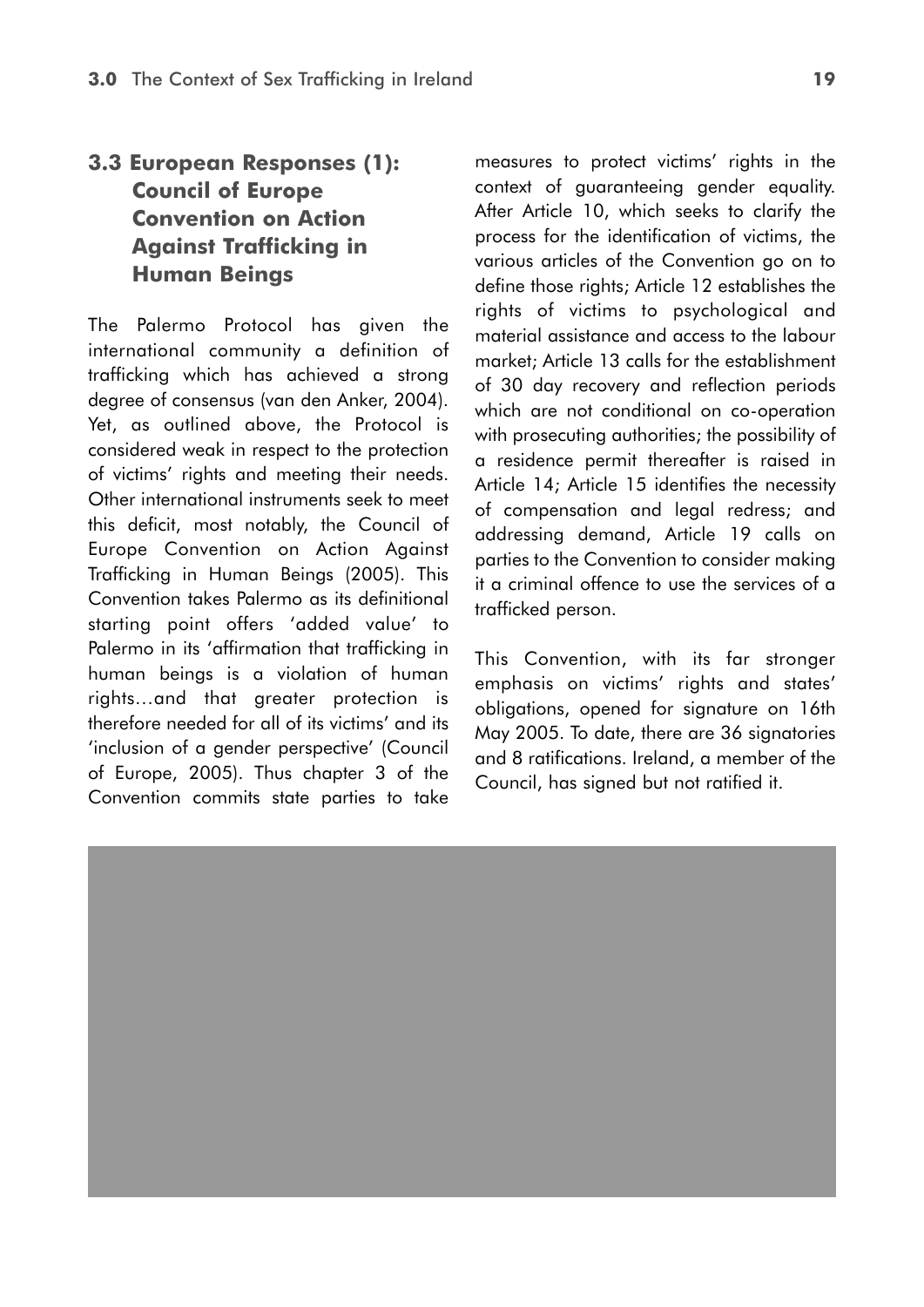## 3.3 European Responses (1): Council of Europe Convention on Action Against Trafficking in Human Beings

The Palermo Protocol has given the international community a definition of trafficking which has achieved a strong degree of consensus (van den Anker, 2004). Yet, as outlined above, the Protocol is considered weak in respect to the protection of victims' rights and meeting their needs. Other international instruments seek to meet this deficit, most notably, the Council of Europe Convention on Action Against Trafficking in Human Beings (2005). This Convention takes Palermo as its definitional starting point offers 'added value' to Palermo in its 'affirmation that trafficking in human beings is a violation of human rights…and that greater protection is therefore needed for all of its victims' and its 'inclusion of a gender perspective' (Council of Europe, 2005). Thus chapter 3 of the Convention commits state parties to take measures to protect victims' rights in the context of guaranteeing gender equality. After Article 10, which seeks to clarify the process for the identification of victims, the various articles of the Convention go on to define those rights; Article 12 establishes the rights of victims to psychological and material assistance and access to the labour market; Article 13 calls for the establishment of 30 day recovery and reflection periods which are not conditional on co-operation with prosecuting authorities; the possibility of a residence permit thereafter is raised in Article 14; Article 15 identifies the necessity of compensation and legal redress; and addressing demand, Article 19 calls on parties to the Convention to consider making it a criminal offence to use the services of a trafficked person.

This Convention, with its far stronger emphasis on victims' rights and states' obligations, opened for signature on 16th May 2005. To date, there are 36 signatories and 8 ratifications. Ireland, a member of the Council, has signed but not ratified it.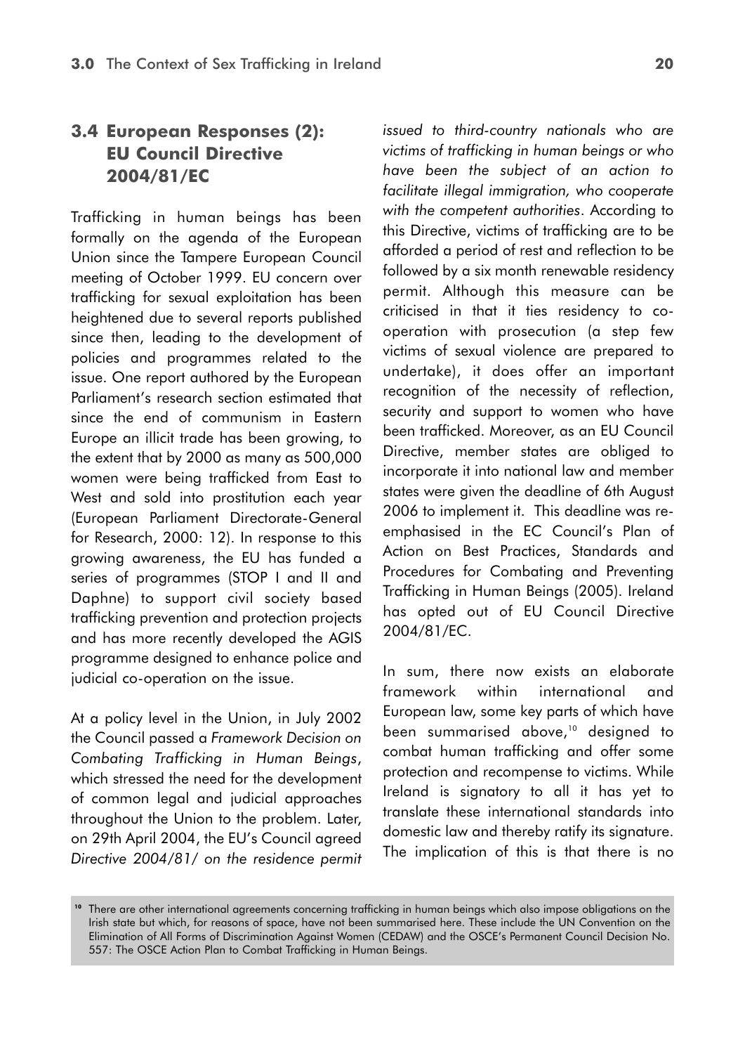## 3.4 European Responses (2): EU Council Directive 2004/81/EC

Trafficking in human beings has been formally on the agenda of the European Union since the Tampere European Council meeting of October 1999. EU concern over trafficking for sexual exploitation has been heightened due to several reports published since then, leading to the development of policies and programmes related to the issue. One report authored by the European Parliament's research section estimated that since the end of communism in Eastern Europe an illicit trade has been growing, to the extent that by 2000 as many as 500,000 women were being trafficked from East to West and sold into prostitution each year (European Parliament Directorate-General for Research, 2000: 12). In response to this growing awareness, the EU has funded a series of programmes (STOP I and II and Daphne) to support civil society based trafficking prevention and protection projects and has more recently developed the AGIS programme designed to enhance police and judicial co-operation on the issue.

At a policy level in the Union, in July 2002 the Council passed a *Framework Decision on Combating Trafficking in Human Beings*, which stressed the need for the development of common legal and judicial approaches throughout the Union to the problem. Later, on 29th April 2004, the EU's Council agreed *Directive 2004/81/ on the residence permit issued to third-country nationals who are victims of trafficking in human beings or who have been the subject of an action to facilitate illegal immigration, who cooperate with the competent authorities*. According to this Directive, victims of trafficking are to be afforded a period of rest and reflection to be followed by a six month renewable residency permit. Although this measure can be criticised in that it ties residency to co-operation with prosecution (a step few victims of sexual violence are prepared to undertake), it does offer an important recognition of the necessity of reflection, security and support to women who have been trafficked. Moreover, as an EU Council Directive, member states are obliged to incorporate it into national law and member states were given the deadline of 6th August 2006 to implement it. This deadline was re-emphasised in the EC Council's Plan of Action on Best Practices, Standards and Procedures for Combating and Preventing Trafficking in Human Beings (2005). Ireland has opted out of EU Council Directive 2004/81/EC.

In sum, there now exists an elaborate framework within international and European law, some key parts of which have been summarised above,[10] designed to combat human trafficking and offer some protection and recompense to victims. While Ireland is signatory to all it has yet to translate these international standards into domestic law and thereby ratify its signature. The implication of this is that there is no

[10] There are other international agreements concerning trafficking in human beings which also impose obligations on the Irish state but which, for reasons of space, have not been summarised here. These include the UN Convention on the Elimination of All Forms of Discrimination Against Women (CEDAW) and the OSCE's Permanent Council Decision No. 557: The OSCE Action Plan to Combat Trafficking in Human Beings.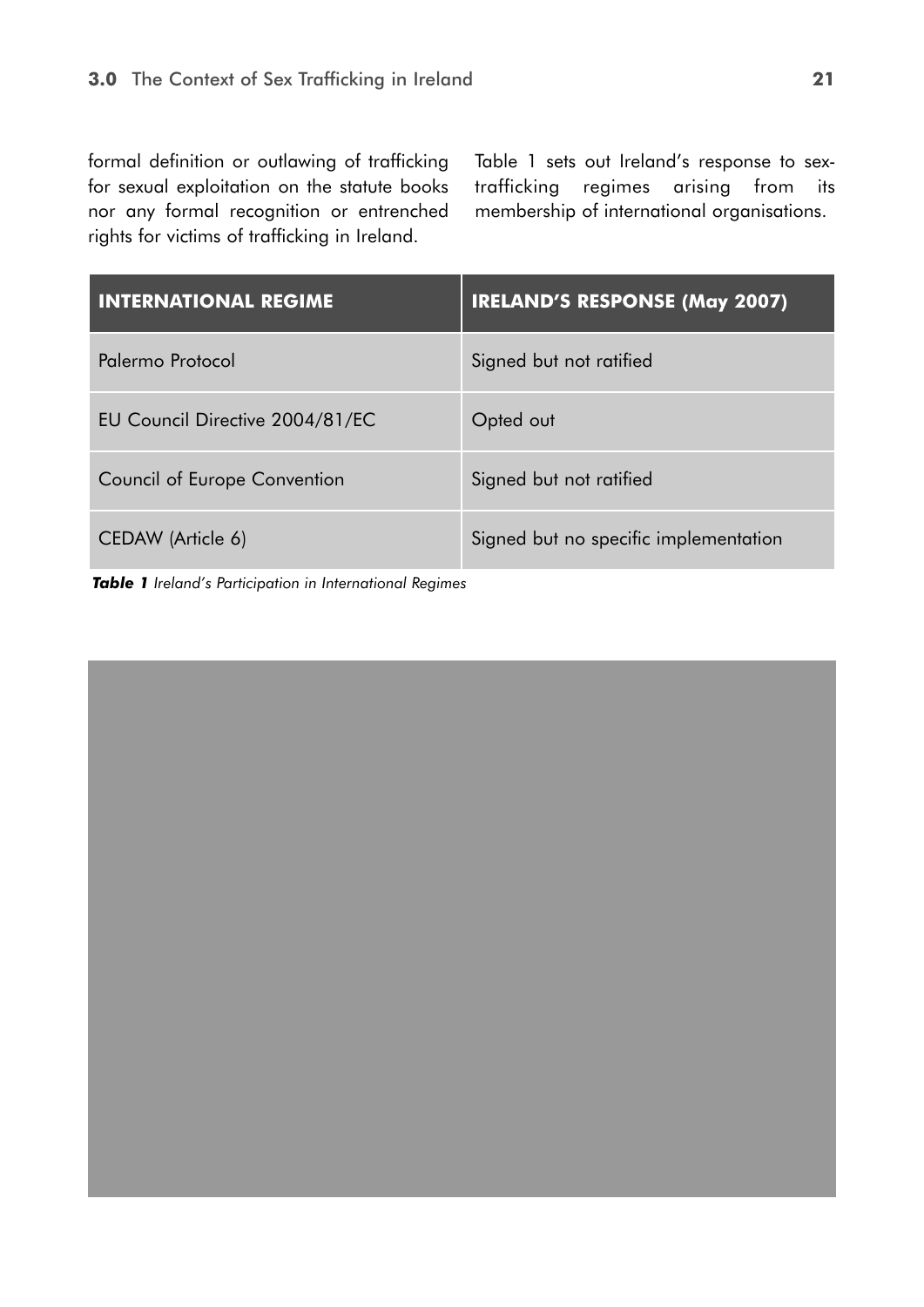formal definition or outlawing of trafficking for sexual exploitation on the statute books nor any formal recognition or entrenched rights for victims of trafficking in Ireland.

Table 1 sets out Ireland's response to sex-trafficking regimes arising from its membership of international organisations.

| INTERNATIONAL REGIME | IRELAND'S RESPONSE (May 2007) |
| --- | --- |
| Palermo Protocol | Signed but not ratified |
| EU Council Directive 2004/81/EC | Opted out |
| Council of Europe Convention | Signed but not ratified |
| CEDAW (Article 6) | Signed but no specific implementation |

***Table 1*** *Ireland's Participation in International Regimes*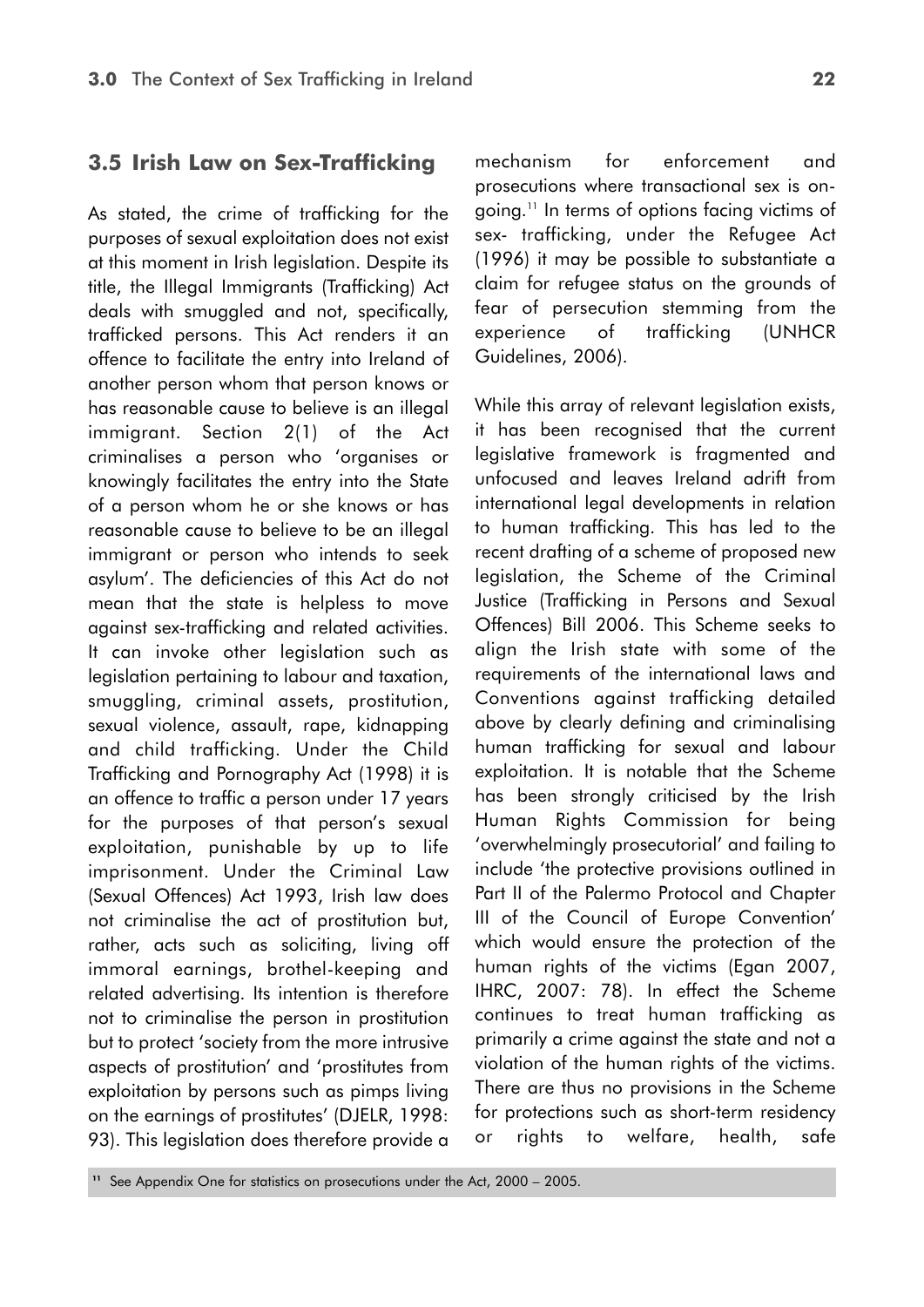## 3.5 Irish Law on Sex-Trafficking

As stated, the crime of trafficking for the purposes of sexual exploitation does not exist at this moment in Irish legislation. Despite its title, the Illegal Immigrants (Trafficking) Act deals with smuggled and not, specifically, trafficked persons. This Act renders it an offence to facilitate the entry into Ireland of another person whom that person knows or has reasonable cause to believe is an illegal immigrant. Section 2(1) of the Act criminalises a person who 'organises or knowingly facilitates the entry into the State of a person whom he or she knows or has reasonable cause to believe to be an illegal immigrant or person who intends to seek asylum'. The deficiencies of this Act do not mean that the state is helpless to move against sex-trafficking and related activities. It can invoke other legislation such as legislation pertaining to labour and taxation, smuggling, criminal assets, prostitution, sexual violence, assault, rape, kidnapping and child trafficking. Under the Child Trafficking and Pornography Act (1998) it is an offence to traffic a person under 17 years for the purposes of that person's sexual exploitation, punishable by up to life imprisonment. Under the Criminal Law (Sexual Offences) Act 1993, Irish law does not criminalise the act of prostitution but, rather, acts such as soliciting, living off immoral earnings, brothel-keeping and related advertising. Its intention is therefore not to criminalise the person in prostitution but to protect 'society from the more intrusive aspects of prostitution' and 'prostitutes from exploitation by persons such as pimps living on the earnings of prostitutes' (DJELR, 1998: 93). This legislation does therefore provide a mechanism for enforcement and prosecutions where transactional sex is on-going.[11] In terms of options facing victims of sex- trafficking, under the Refugee Act (1996) it may be possible to substantiate a claim for refugee status on the grounds of fear of persecution stemming from the experience of trafficking (UNHCR Guidelines, 2006).

While this array of relevant legislation exists, it has been recognised that the current legislative framework is fragmented and unfocused and leaves Ireland adrift from international legal developments in relation to human trafficking. This has led to the recent drafting of a scheme of proposed new legislation, the Scheme of the Criminal Justice (Trafficking in Persons and Sexual Offences) Bill 2006. This Scheme seeks to align the Irish state with some of the requirements of the international laws and Conventions against trafficking detailed above by clearly defining and criminalising human trafficking for sexual and labour exploitation. It is notable that the Scheme has been strongly criticised by the Irish Human Rights Commission for being 'overwhelmingly prosecutorial' and failing to include 'the protective provisions outlined in Part II of the Palermo Protocol and Chapter III of the Council of Europe Convention' which would ensure the protection of the human rights of the victims (Egan 2007, IHRC, 2007: 78). In effect the Scheme continues to treat human trafficking as primarily a crime against the state and not a violation of the human rights of the victims. There are thus no provisions in the Scheme for protections such as short-term residency or rights to welfare, health, safe

[11] See Appendix One for statistics on prosecutions under the Act, 2000 – 2005.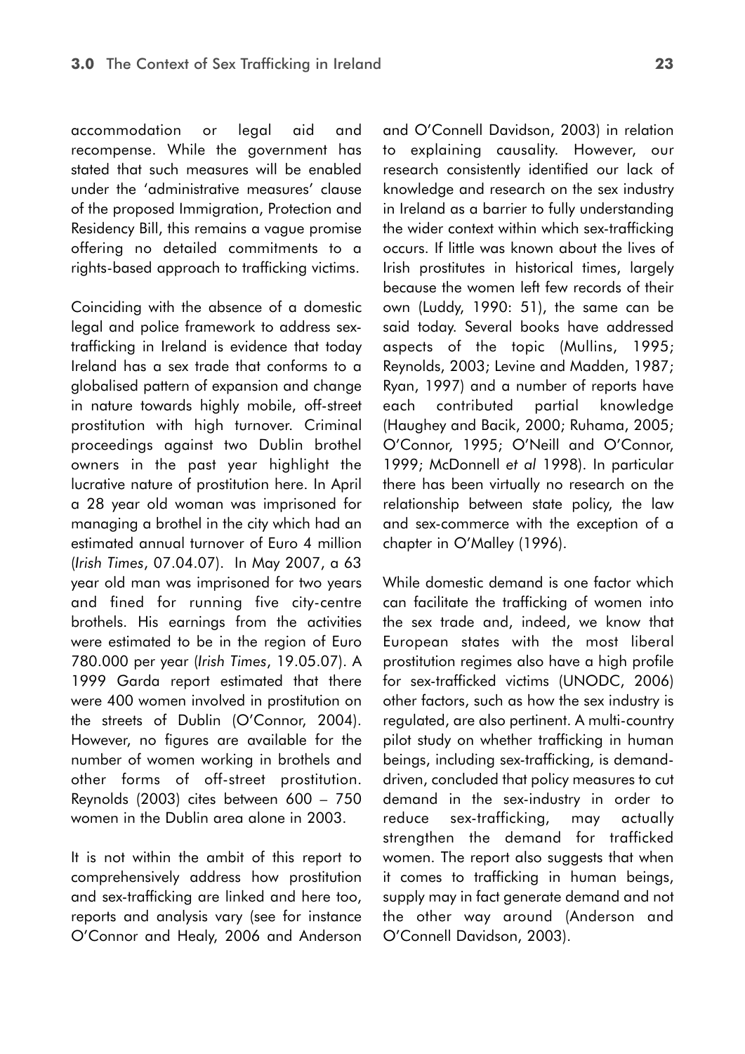accommodation or legal aid and recompense. While the government has stated that such measures will be enabled under the 'administrative measures' clause of the proposed Immigration, Protection and Residency Bill, this remains a vague promise offering no detailed commitments to a rights-based approach to trafficking victims.

Coinciding with the absence of a domestic legal and police framework to address sex-trafficking in Ireland is evidence that today Ireland has a sex trade that conforms to a globalised pattern of expansion and change in nature towards highly mobile, off-street prostitution with high turnover. Criminal proceedings against two Dublin brothel owners in the past year highlight the lucrative nature of prostitution here. In April a 28 year old woman was imprisoned for managing a brothel in the city which had an estimated annual turnover of Euro 4 million (*Irish Times*, 07.04.07). In May 2007, a 63 year old man was imprisoned for two years and fined for running five city-centre brothels. His earnings from the activities were estimated to be in the region of Euro 780.000 per year (*Irish Times*, 19.05.07). A 1999 Garda report estimated that there were 400 women involved in prostitution on the streets of Dublin (O'Connor, 2004). However, no figures are available for the number of women working in brothels and other forms of off-street prostitution. Reynolds (2003) cites between 600 – 750 women in the Dublin area alone in 2003.

It is not within the ambit of this report to comprehensively address how prostitution and sex-trafficking are linked and here too, reports and analysis vary (see for instance O'Connor and Healy, 2006 and Anderson and O'Connell Davidson, 2003) in relation to explaining causality. However, our research consistently identified our lack of knowledge and research on the sex industry in Ireland as a barrier to fully understanding the wider context within which sex-trafficking occurs. If little was known about the lives of Irish prostitutes in historical times, largely because the women left few records of their own (Luddy, 1990: 51), the same can be said today. Several books have addressed aspects of the topic (Mullins, 1995; Reynolds, 2003; Levine and Madden, 1987; Ryan, 1997) and a number of reports have each contributed partial knowledge (Haughey and Bacik, 2000; Ruhama, 2005; O'Connor, 1995; O'Neill and O'Connor, 1999; McDonnell *et al* 1998). In particular there has been virtually no research on the relationship between state policy, the law and sex-commerce with the exception of a chapter in O'Malley (1996).

While domestic demand is one factor which can facilitate the trafficking of women into the sex trade and, indeed, we know that European states with the most liberal prostitution regimes also have a high profile for sex-trafficked victims (UNODC, 2006) other factors, such as how the sex industry is regulated, are also pertinent. A multi-country pilot study on whether trafficking in human beings, including sex-trafficking, is demand-driven, concluded that policy measures to cut demand in the sex-industry in order to reduce sex-trafficking, may actually strengthen the demand for trafficked women. The report also suggests that when it comes to trafficking in human beings, supply may in fact generate demand and not the other way around (Anderson and O'Connell Davidson, 2003).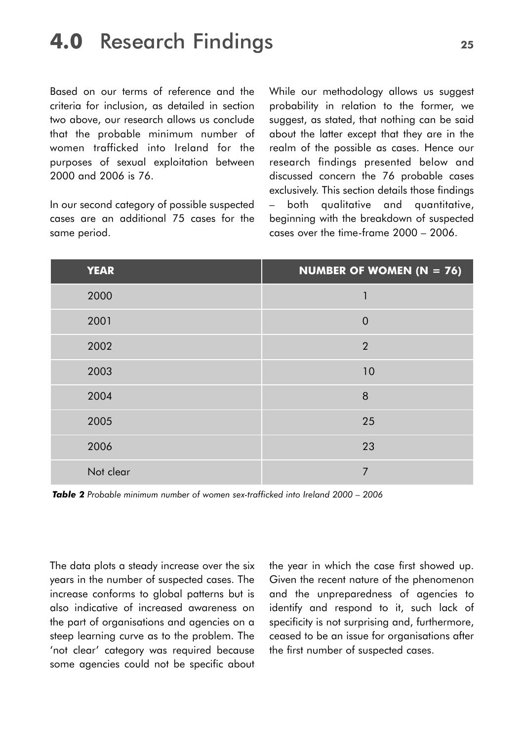# 4.0 Research Findings

Based on our terms of reference and the criteria for inclusion, as detailed in section two above, our research allows us conclude that the probable minimum number of women trafficked into Ireland for the purposes of sexual exploitation between 2000 and 2006 is 76.

In our second category of possible suspected cases are an additional 75 cases for the same period.

While our methodology allows us suggest probability in relation to the former, we suggest, as stated, that nothing can be said about the latter except that they are in the realm of the possible as cases. Hence our research findings presented below and discussed concern the 76 probable cases exclusively. This section details those findings – both qualitative and quantitative, beginning with the breakdown of suspected cases over the time-frame 2000 – 2006.

| YEAR | NUMBER OF WOMEN (N = 76) |
|---|---|
| 2000 | 1 |
| 2001 | 0 |
| 2002 | 2 |
| 2003 | 10 |
| 2004 | 8 |
| 2005 | 25 |
| 2006 | 23 |
| Not clear | 7 |

***Table 2*** *Probable minimum number of women sex-trafficked into Ireland 2000 – 2006*

The data plots a steady increase over the six years in the number of suspected cases. The increase conforms to global patterns but is also indicative of increased awareness on the part of organisations and agencies on a steep learning curve as to the problem. The 'not clear' category was required because some agencies could not be specific about the year in which the case first showed up. Given the recent nature of the phenomenon and the unpreparedness of agencies to identify and respond to it, such lack of specificity is not surprising and, furthermore, ceased to be an issue for organisations after the first number of suspected cases.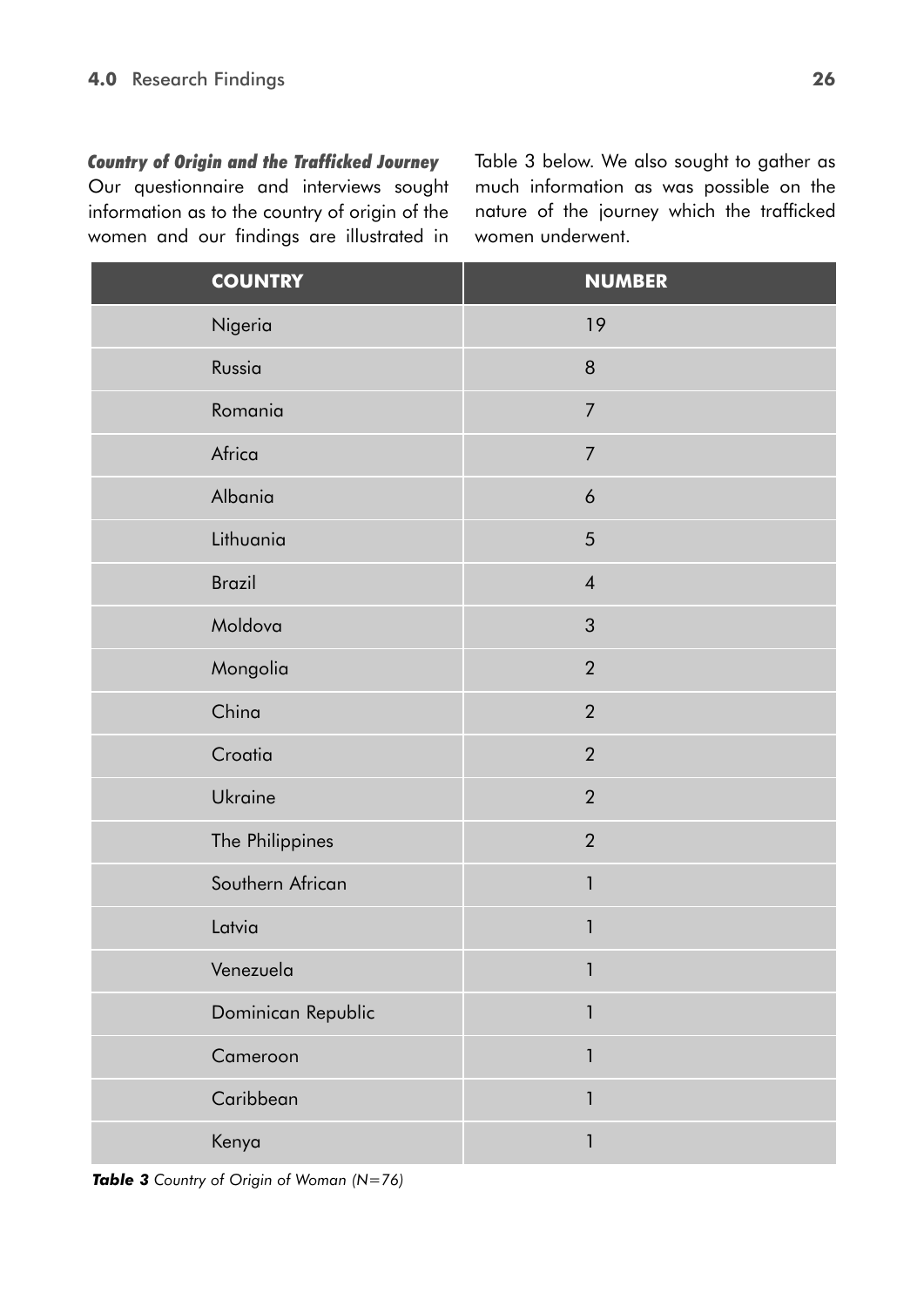***Country of Origin and the Trafficked Journey***

Our questionnaire and interviews sought information as to the country of origin of the women and our findings are illustrated in Table 3 below. We also sought to gather as much information as was possible on the nature of the journey which the trafficked women underwent.

| COUNTRY | NUMBER |
|---|---|
| Nigeria | 19 |
| Russia | 8 |
| Romania | 7 |
| Africa | 7 |
| Albania | 6 |
| Lithuania | 5 |
| Brazil | 4 |
| Moldova | 3 |
| Mongolia | 2 |
| China | 2 |
| Croatia | 2 |
| Ukraine | 2 |
| The Philippines | 2 |
| Southern African | 1 |
| Latvia | 1 |
| Venezuela | 1 |
| Dominican Republic | 1 |
| Cameroon | 1 |
| Caribbean | 1 |
| Kenya | 1 |

***Table 3*** *Country of Origin of Woman (N=76)*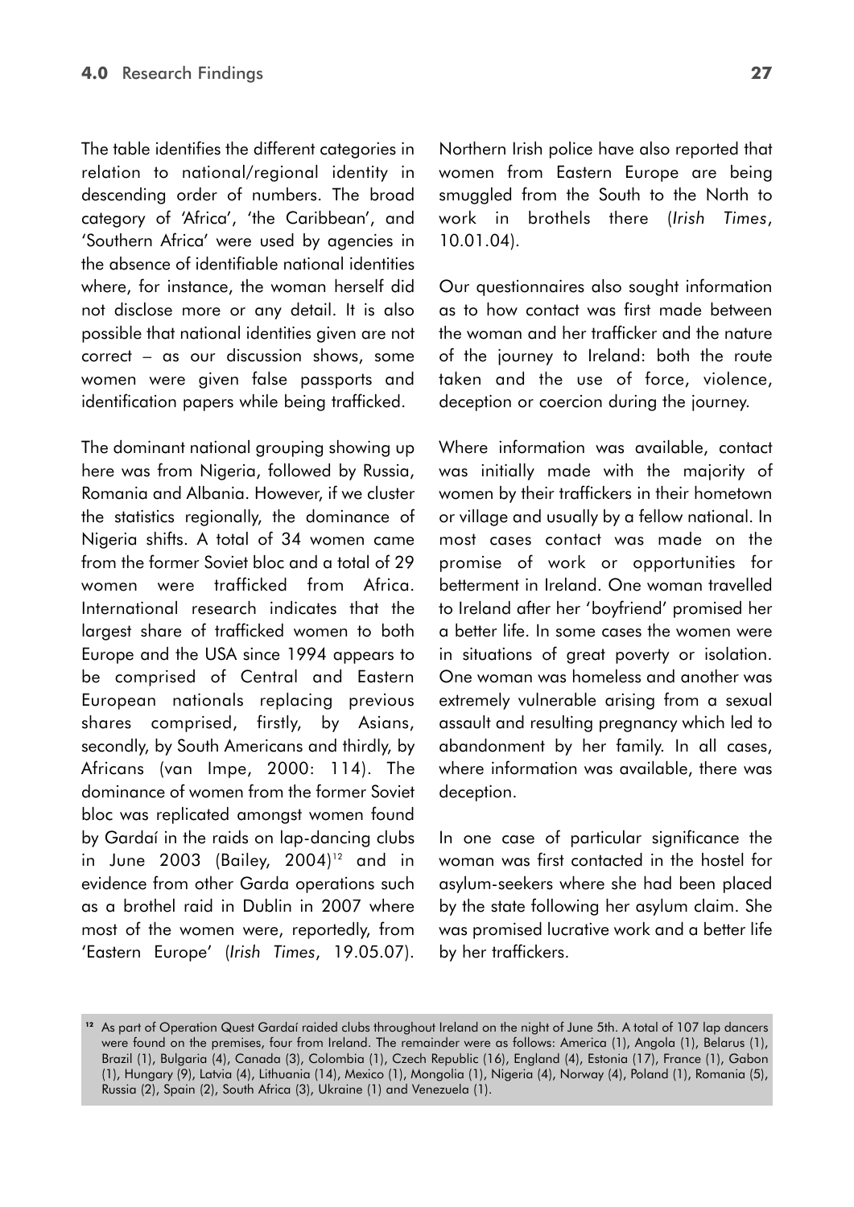The table identifies the different categories in relation to national/regional identity in descending order of numbers. The broad category of 'Africa', 'the Caribbean', and 'Southern Africa' were used by agencies in the absence of identifiable national identities where, for instance, the woman herself did not disclose more or any detail. It is also possible that national identities given are not correct – as our discussion shows, some women were given false passports and identification papers while being trafficked.

The dominant national grouping showing up here was from Nigeria, followed by Russia, Romania and Albania. However, if we cluster the statistics regionally, the dominance of Nigeria shifts. A total of 34 women came from the former Soviet bloc and a total of 29 women were trafficked from Africa. International research indicates that the largest share of trafficked women to both Europe and the USA since 1994 appears to be comprised of Central and Eastern European nationals replacing previous shares comprised, firstly, by Asians, secondly, by South Americans and thirdly, by Africans (van Impe, 2000: 114). The dominance of women from the former Soviet bloc was replicated amongst women found by Gardaí in the raids on lap-dancing clubs in June 2003 (Bailey, 2004)[12] and in evidence from other Garda operations such as a brothel raid in Dublin in 2007 where most of the women were, reportedly, from 'Eastern Europe' (*Irish Times*, 19.05.07). Northern Irish police have also reported that women from Eastern Europe are being smuggled from the South to the North to work in brothels there (*Irish Times*, 10.01.04).

Our questionnaires also sought information as to how contact was first made between the woman and her trafficker and the nature of the journey to Ireland: both the route taken and the use of force, violence, deception or coercion during the journey.

Where information was available, contact was initially made with the majority of women by their traffickers in their hometown or village and usually by a fellow national. In most cases contact was made on the promise of work or opportunities for betterment in Ireland. One woman travelled to Ireland after her 'boyfriend' promised her a better life. In some cases the women were in situations of great poverty or isolation. One woman was homeless and another was extremely vulnerable arising from a sexual assault and resulting pregnancy which led to abandonment by her family. In all cases, where information was available, there was deception.

In one case of particular significance the woman was first contacted in the hostel for asylum-seekers where she had been placed by the state following her asylum claim. She was promised lucrative work and a better life by her traffickers.

[12] As part of Operation Quest Gardaí raided clubs throughout Ireland on the night of June 5th. A total of 107 lap dancers were found on the premises, four from Ireland. The remainder were as follows: America (1), Angola (1), Belarus (1), Brazil (1), Bulgaria (4), Canada (3), Colombia (1), Czech Republic (16), England (4), Estonia (17), France (1), Gabon (1), Hungary (9), Latvia (4), Lithuania (14), Mexico (1), Mongolia (1), Nigeria (4), Norway (4), Poland (1), Romania (5), Russia (2), Spain (2), South Africa (3), Ukraine (1) and Venezuela (1).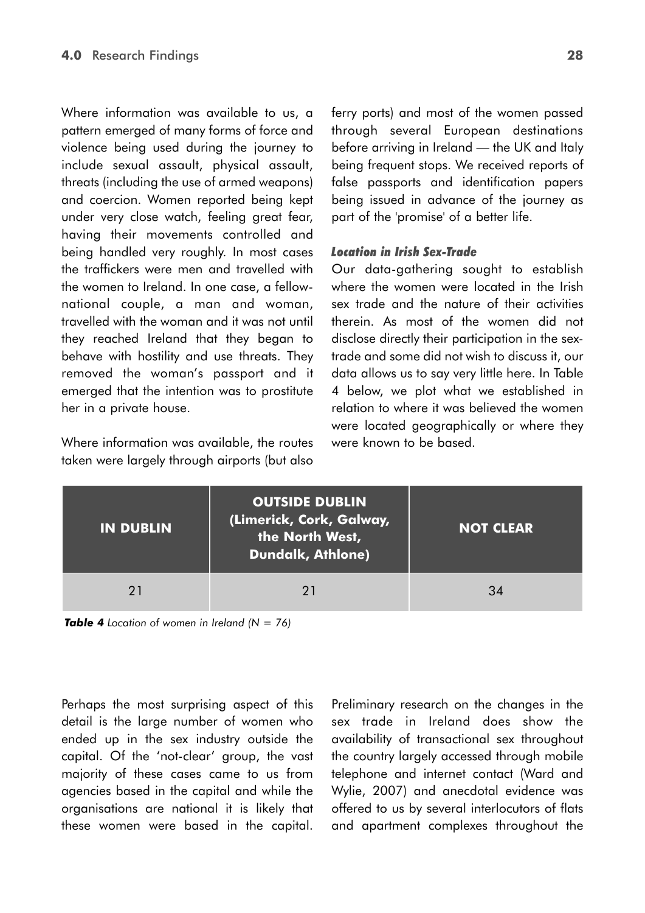Where information was available to us, a pattern emerged of many forms of force and violence being used during the journey to include sexual assault, physical assault, threats (including the use of armed weapons) and coercion. Women reported being kept under very close watch, feeling great fear, having their movements controlled and being handled very roughly. In most cases the traffickers were men and travelled with the women to Ireland. In one case, a fellow-national couple, a man and woman, travelled with the woman and it was not until they reached Ireland that they began to behave with hostility and use threats. They removed the woman's passport and it emerged that the intention was to prostitute her in a private house.

Where information was available, the routes taken were largely through airports (but also ferry ports) and most of the women passed through several European destinations before arriving in Ireland — the UK and Italy being frequent stops. We received reports of false passports and identification papers being issued in advance of the journey as part of the 'promise' of a better life.

### *Location in Irish Sex-Trade*

Our data-gathering sought to establish where the women were located in the Irish sex trade and the nature of their activities therein. As most of the women did not disclose directly their participation in the sex-trade and some did not wish to discuss it, our data allows us to say very little here. In Table 4 below, we plot what we established in relation to where it was believed the women were located geographically or where they were known to be based.

| IN DUBLIN | OUTSIDE DUBLIN (Limerick, Cork, Galway, the North West, Dundalk, Athlone) | NOT CLEAR |
|---|---|---|
| 21 | 21 | 34 |

***Table 4*** *Location of women in Ireland (N = 76)*

Perhaps the most surprising aspect of this detail is the large number of women who ended up in the sex industry outside the capital. Of the 'not-clear' group, the vast majority of these cases came to us from agencies based in the capital and while the organisations are national it is likely that these women were based in the capital. Preliminary research on the changes in the sex trade in Ireland does show the availability of transactional sex throughout the country largely accessed through mobile telephone and internet contact (Ward and Wylie, 2007) and anecdotal evidence was offered to us by several interlocutors of flats and apartment complexes throughout the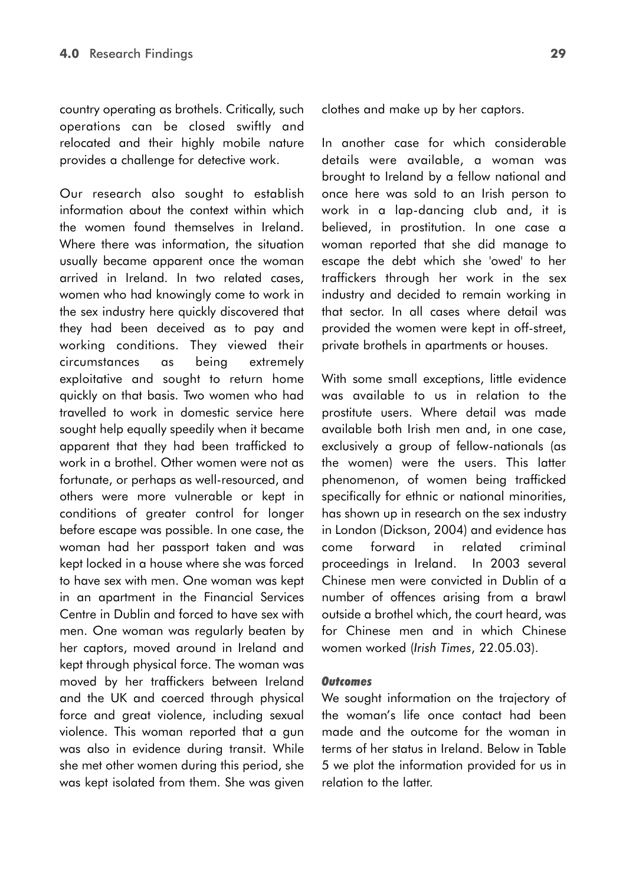country operating as brothels. Critically, such operations can be closed swiftly and relocated and their highly mobile nature provides a challenge for detective work.

Our research also sought to establish information about the context within which the women found themselves in Ireland. Where there was information, the situation usually became apparent once the woman arrived in Ireland. In two related cases, women who had knowingly come to work in the sex industry here quickly discovered that they had been deceived as to pay and working conditions. They viewed their circumstances as being extremely exploitative and sought to return home quickly on that basis. Two women who had travelled to work in domestic service here sought help equally speedily when it became apparent that they had been trafficked to work in a brothel. Other women were not as fortunate, or perhaps as well-resourced, and others were more vulnerable or kept in conditions of greater control for longer before escape was possible. In one case, the woman had her passport taken and was kept locked in a house where she was forced to have sex with men. One woman was kept in an apartment in the Financial Services Centre in Dublin and forced to have sex with men. One woman was regularly beaten by her captors, moved around in Ireland and kept through physical force. The woman was moved by her traffickers between Ireland and the UK and coerced through physical force and great violence, including sexual violence. This woman reported that a gun was also in evidence during transit. While she met other women during this period, she was kept isolated from them. She was given clothes and make up by her captors.

In another case for which considerable details were available, a woman was brought to Ireland by a fellow national and once here was sold to an Irish person to work in a lap-dancing club and, it is believed, in prostitution. In one case a woman reported that she did manage to escape the debt which she 'owed' to her traffickers through her work in the sex industry and decided to remain working in that sector. In all cases where detail was provided the women were kept in off-street, private brothels in apartments or houses.

With some small exceptions, little evidence was available to us in relation to the prostitute users. Where detail was made available both Irish men and, in one case, exclusively a group of fellow-nationals (as the women) were the users. This latter phenomenon, of women being trafficked specifically for ethnic or national minorities, has shown up in research on the sex industry in London (Dickson, 2004) and evidence has come forward in related criminal proceedings in Ireland. In 2003 several Chinese men were convicted in Dublin of a number of offences arising from a brawl outside a brothel which, the court heard, was for Chinese men and in which Chinese women worked (*Irish Times*, 22.05.03).

***Outcomes***

We sought information on the trajectory of the woman's life once contact had been made and the outcome for the woman in terms of her status in Ireland. Below in Table 5 we plot the information provided for us in relation to the latter.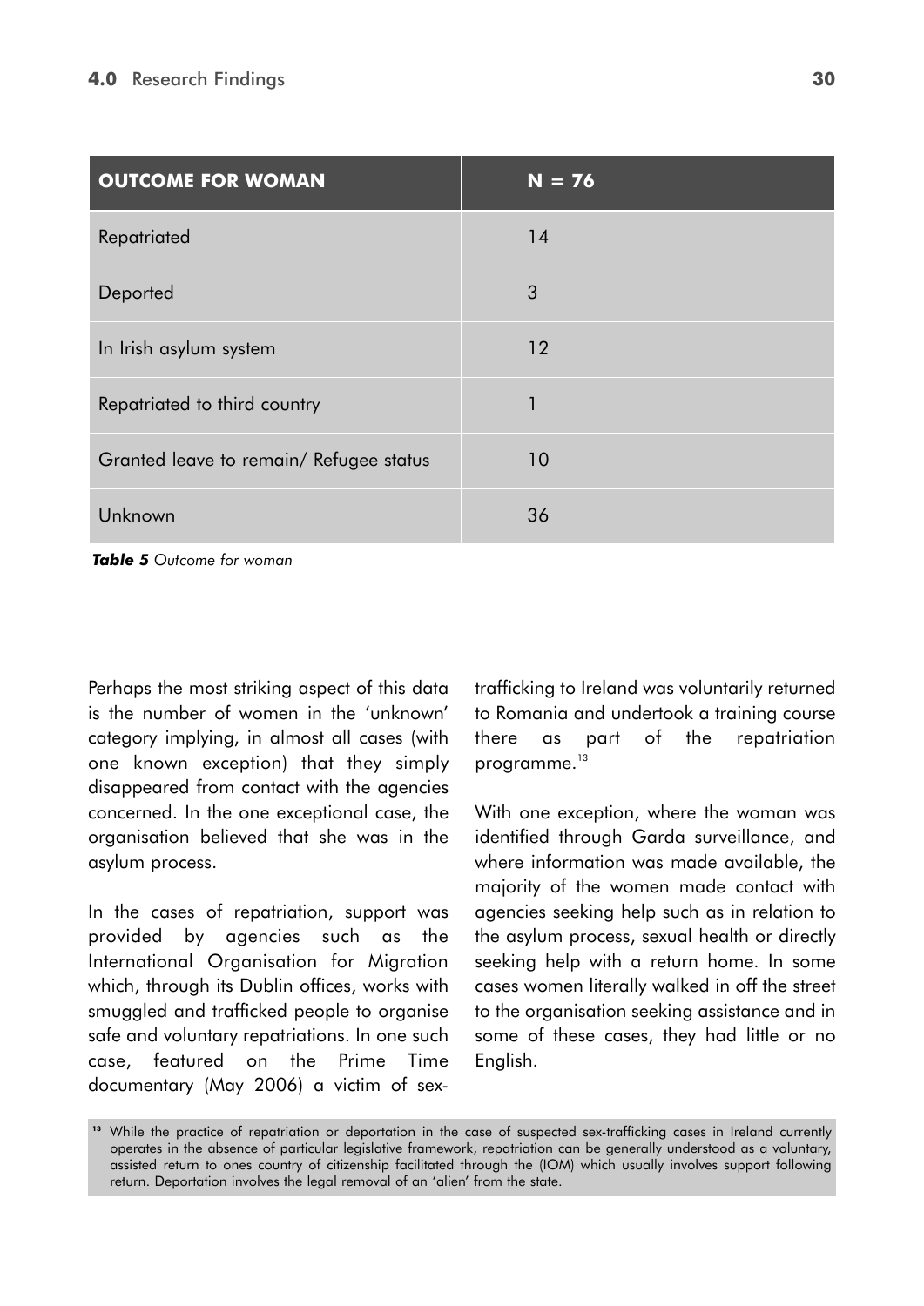| OUTCOME FOR WOMAN | N = 76 |
|---|---|
| Repatriated | 14 |
| Deported | 3 |
| In Irish asylum system | 12 |
| Repatriated to third country | 1 |
| Granted leave to remain/ Refugee status | 10 |
| Unknown | 36 |

***Table 5*** *Outcome for woman*

Perhaps the most striking aspect of this data is the number of women in the 'unknown' category implying, in almost all cases (with one known exception) that they simply disappeared from contact with the agencies concerned. In the one exceptional case, the organisation believed that she was in the asylum process.

In the cases of repatriation, support was provided by agencies such as the International Organisation for Migration which, through its Dublin offices, works with smuggled and trafficked people to organise safe and voluntary repatriations. In one such case, featured on the Prime Time documentary (May 2006) a victim of sex-trafficking to Ireland was voluntarily returned to Romania and undertook a training course there as part of the repatriation programme.[13]

With one exception, where the woman was identified through Garda surveillance, and where information was made available, the majority of the women made contact with agencies seeking help such as in relation to the asylum process, sexual health or directly seeking help with a return home. In some cases women literally walked in off the street to the organisation seeking assistance and in some of these cases, they had little or no English.

[13] While the practice of repatriation or deportation in the case of suspected sex-trafficking cases in Ireland currently operates in the absence of particular legislative framework, repatriation can be generally understood as a voluntary, assisted return to ones country of citizenship facilitated through the (IOM) which usually involves support following return. Deportation involves the legal removal of an 'alien' from the state.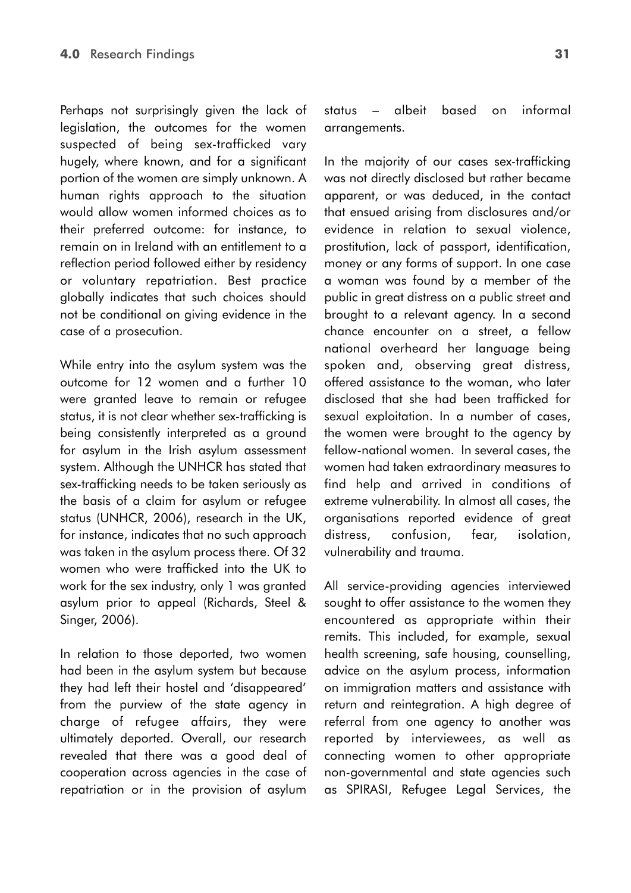Perhaps not surprisingly given the lack of legislation, the outcomes for the women suspected of being sex-trafficked vary hugely, where known, and for a significant portion of the women are simply unknown. A human rights approach to the situation would allow women informed choices as to their preferred outcome: for instance, to remain on in Ireland with an entitlement to a reflection period followed either by residency or voluntary repatriation. Best practice globally indicates that such choices should not be conditional on giving evidence in the case of a prosecution.

While entry into the asylum system was the outcome for 12 women and a further 10 were granted leave to remain or refugee status, it is not clear whether sex-trafficking is being consistently interpreted as a ground for asylum in the Irish asylum assessment system. Although the UNHCR has stated that sex-trafficking needs to be taken seriously as the basis of a claim for asylum or refugee status (UNHCR, 2006), research in the UK, for instance, indicates that no such approach was taken in the asylum process there. Of 32 women who were trafficked into the UK to work for the sex industry, only 1 was granted asylum prior to appeal (Richards, Steel & Singer, 2006).

In relation to those deported, two women had been in the asylum system but because they had left their hostel and 'disappeared' from the purview of the state agency in charge of refugee affairs, they were ultimately deported. Overall, our research revealed that there was a good deal of cooperation across agencies in the case of repatriation or in the provision of asylum status – albeit based on informal arrangements.

In the majority of our cases sex-trafficking was not directly disclosed but rather became apparent, or was deduced, in the contact that ensued arising from disclosures and/or evidence in relation to sexual violence, prostitution, lack of passport, identification, money or any forms of support. In one case a woman was found by a member of the public in great distress on a public street and brought to a relevant agency. In a second chance encounter on a street, a fellow national overheard her language being spoken and, observing great distress, offered assistance to the woman, who later disclosed that she had been trafficked for sexual exploitation. In a number of cases, the women were brought to the agency by fellow-national women. In several cases, the women had taken extraordinary measures to find help and arrived in conditions of extreme vulnerability. In almost all cases, the organisations reported evidence of great distress, confusion, fear, isolation, vulnerability and trauma.

All service-providing agencies interviewed sought to offer assistance to the women they encountered as appropriate within their remits. This included, for example, sexual health screening, safe housing, counselling, advice on the asylum process, information on immigration matters and assistance with return and reintegration. A high degree of referral from one agency to another was reported by interviewees, as well as connecting women to other appropriate non-governmental and state agencies such as SPIRASI, Refugee Legal Services, the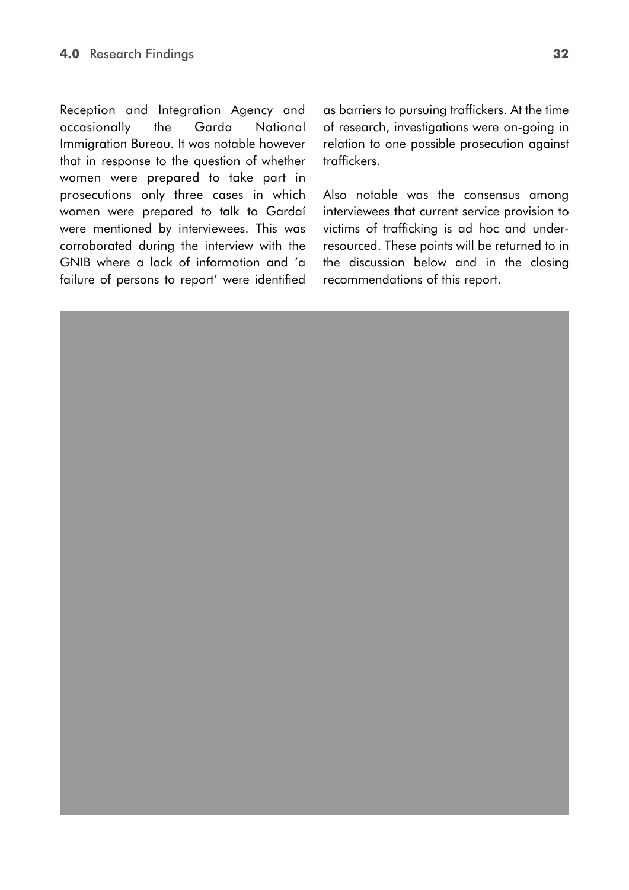Reception and Integration Agency and occasionally the Garda National Immigration Bureau. It was notable however that in response to the question of whether women were prepared to take part in prosecutions only three cases in which women were prepared to talk to Gardaí were mentioned by interviewees. This was corroborated during the interview with the GNIB where a lack of information and 'a failure of persons to report' were identified as barriers to pursuing traffickers. At the time of research, investigations were on-going in relation to one possible prosecution against traffickers.

Also notable was the consensus among interviewees that current service provision to victims of trafficking is ad hoc and under-resourced. These points will be returned to in the discussion below and in the closing recommendations of this report.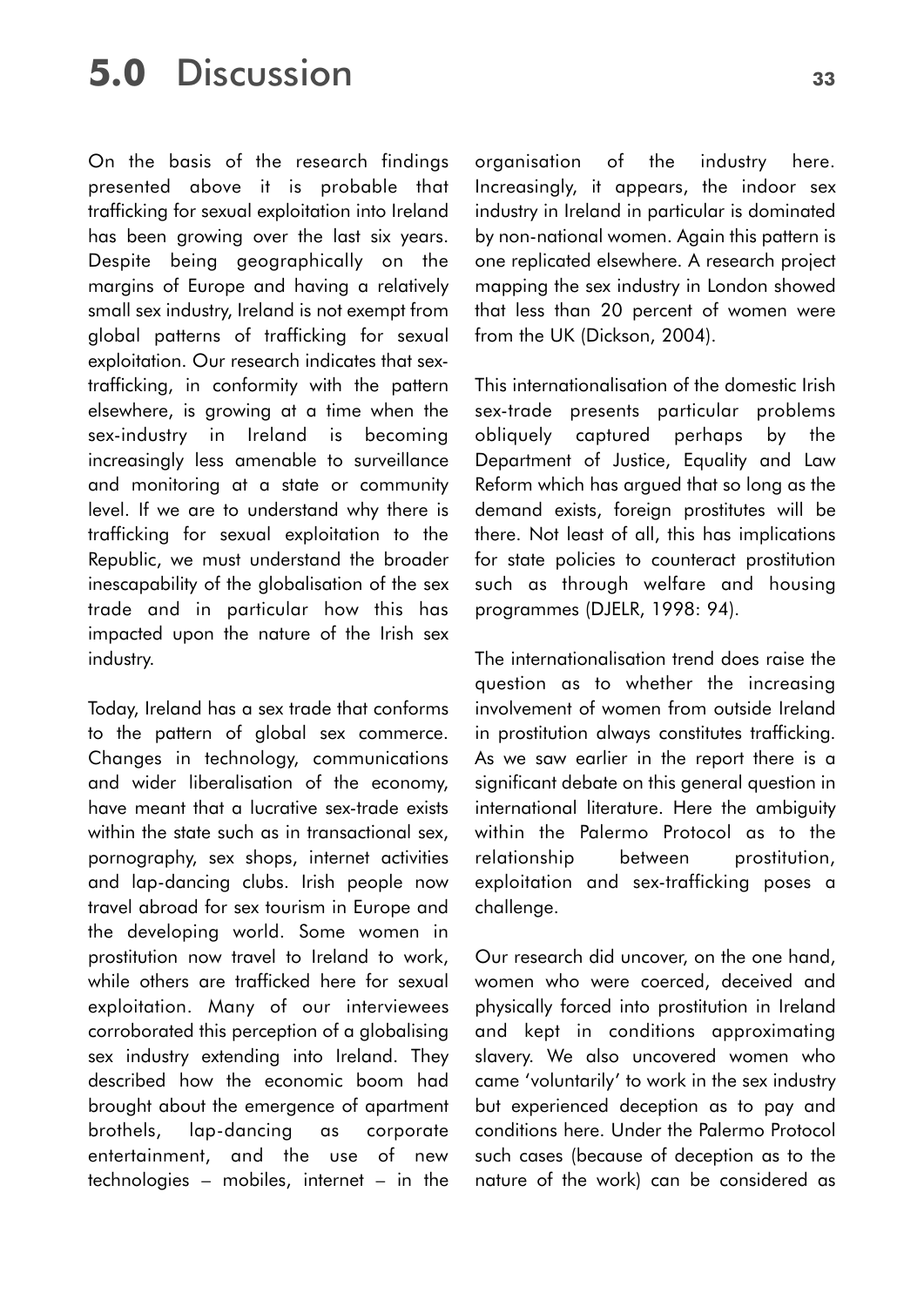# 5.0 Discussion

On the basis of the research findings presented above it is probable that trafficking for sexual exploitation into Ireland has been growing over the last six years. Despite being geographically on the margins of Europe and having a relatively small sex industry, Ireland is not exempt from global patterns of trafficking for sexual exploitation. Our research indicates that sex-trafficking, in conformity with the pattern elsewhere, is growing at a time when the sex-industry in Ireland is becoming increasingly less amenable to surveillance and monitoring at a state or community level. If we are to understand why there is trafficking for sexual exploitation to the Republic, we must understand the broader inescapability of the globalisation of the sex trade and in particular how this has impacted upon the nature of the Irish sex industry.

Today, Ireland has a sex trade that conforms to the pattern of global sex commerce. Changes in technology, communications and wider liberalisation of the economy, have meant that a lucrative sex-trade exists within the state such as in transactional sex, pornography, sex shops, internet activities and lap-dancing clubs. Irish people now travel abroad for sex tourism in Europe and the developing world. Some women in prostitution now travel to Ireland to work, while others are trafficked here for sexual exploitation. Many of our interviewees corroborated this perception of a globalising sex industry extending into Ireland. They described how the economic boom had brought about the emergence of apartment brothels, lap-dancing as corporate entertainment, and the use of new technologies – mobiles, internet – in the organisation of the industry here. Increasingly, it appears, the indoor sex industry in Ireland in particular is dominated by non-national women. Again this pattern is one replicated elsewhere. A research project mapping the sex industry in London showed that less than 20 percent of women were from the UK (Dickson, 2004).

This internationalisation of the domestic Irish sex-trade presents particular problems obliquely captured perhaps by the Department of Justice, Equality and Law Reform which has argued that so long as the demand exists, foreign prostitutes will be there. Not least of all, this has implications for state policies to counteract prostitution such as through welfare and housing programmes (DJELR, 1998: 94).

The internationalisation trend does raise the question as to whether the increasing involvement of women from outside Ireland in prostitution always constitutes trafficking. As we saw earlier in the report there is a significant debate on this general question in international literature. Here the ambiguity within the Palermo Protocol as to the relationship between prostitution, exploitation and sex-trafficking poses a challenge.

Our research did uncover, on the one hand, women who were coerced, deceived and physically forced into prostitution in Ireland and kept in conditions approximating slavery. We also uncovered women who came 'voluntarily' to work in the sex industry but experienced deception as to pay and conditions here. Under the Palermo Protocol such cases (because of deception as to the nature of the work) can be considered as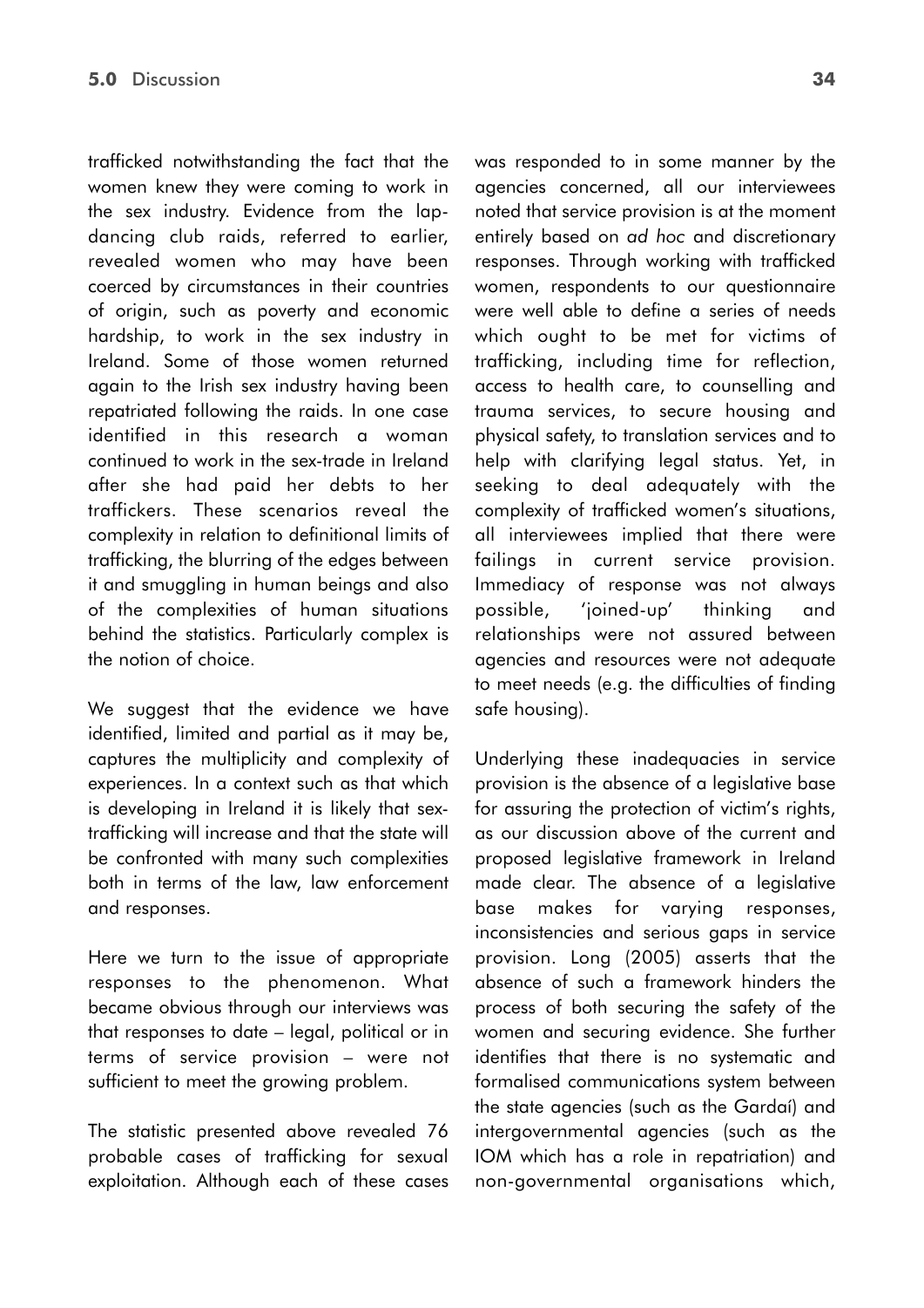trafficked notwithstanding the fact that the women knew they were coming to work in the sex industry. Evidence from the lap-dancing club raids, referred to earlier, revealed women who may have been coerced by circumstances in their countries of origin, such as poverty and economic hardship, to work in the sex industry in Ireland. Some of those women returned again to the Irish sex industry having been repatriated following the raids. In one case identified in this research a woman continued to work in the sex-trade in Ireland after she had paid her debts to her traffickers. These scenarios reveal the complexity in relation to definitional limits of trafficking, the blurring of the edges between it and smuggling in human beings and also of the complexities of human situations behind the statistics. Particularly complex is the notion of choice.

We suggest that the evidence we have identified, limited and partial as it may be, captures the multiplicity and complexity of experiences. In a context such as that which is developing in Ireland it is likely that sex-trafficking will increase and that the state will be confronted with many such complexities both in terms of the law, law enforcement and responses.

Here we turn to the issue of appropriate responses to the phenomenon. What became obvious through our interviews was that responses to date – legal, political or in terms of service provision – were not sufficient to meet the growing problem.

The statistic presented above revealed 76 probable cases of trafficking for sexual exploitation. Although each of these cases was responded to in some manner by the agencies concerned, all our interviewees noted that service provision is at the moment entirely based on *ad hoc* and discretionary responses. Through working with trafficked women, respondents to our questionnaire were well able to define a series of needs which ought to be met for victims of trafficking, including time for reflection, access to health care, to counselling and trauma services, to secure housing and physical safety, to translation services and to help with clarifying legal status. Yet, in seeking to deal adequately with the complexity of trafficked women's situations, all interviewees implied that there were failings in current service provision. Immediacy of response was not always possible, 'joined-up' thinking and relationships were not assured between agencies and resources were not adequate to meet needs (e.g. the difficulties of finding safe housing).

Underlying these inadequacies in service provision is the absence of a legislative base for assuring the protection of victim's rights, as our discussion above of the current and proposed legislative framework in Ireland made clear. The absence of a legislative base makes for varying responses, inconsistencies and serious gaps in service provision. Long (2005) asserts that the absence of such a framework hinders the process of both securing the safety of the women and securing evidence. She further identifies that there is no systematic and formalised communications system between the state agencies (such as the Gardaí) and intergovernmental agencies (such as the IOM which has a role in repatriation) and non-governmental organisations which,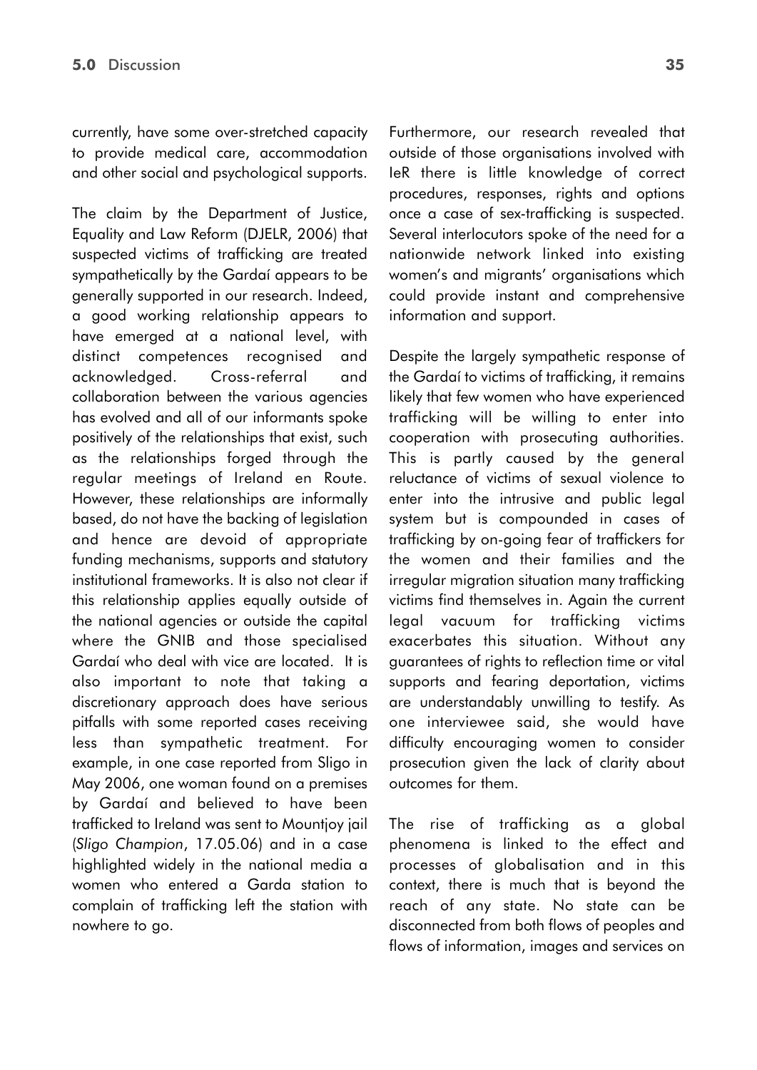currently, have some over-stretched capacity to provide medical care, accommodation and other social and psychological supports.

The claim by the Department of Justice, Equality and Law Reform (DJELR, 2006) that suspected victims of trafficking are treated sympathetically by the Gardaí appears to be generally supported in our research. Indeed, a good working relationship appears to have emerged at a national level, with distinct competences recognised and acknowledged. Cross-referral and collaboration between the various agencies has evolved and all of our informants spoke positively of the relationships that exist, such as the relationships forged through the regular meetings of Ireland en Route. However, these relationships are informally based, do not have the backing of legislation and hence are devoid of appropriate funding mechanisms, supports and statutory institutional frameworks. It is also not clear if this relationship applies equally outside of the national agencies or outside the capital where the GNIB and those specialised Gardaí who deal with vice are located. It is also important to note that taking a discretionary approach does have serious pitfalls with some reported cases receiving less than sympathetic treatment. For example, in one case reported from Sligo in May 2006, one woman found on a premises by Gardaí and believed to have been trafficked to Ireland was sent to Mountjoy jail (*Sligo Champion*, 17.05.06) and in a case highlighted widely in the national media a women who entered a Garda station to complain of trafficking left the station with nowhere to go.

Furthermore, our research revealed that outside of those organisations involved with IeR there is little knowledge of correct procedures, responses, rights and options once a case of sex-trafficking is suspected. Several interlocutors spoke of the need for a nationwide network linked into existing women's and migrants' organisations which could provide instant and comprehensive information and support.

Despite the largely sympathetic response of the Gardaí to victims of trafficking, it remains likely that few women who have experienced trafficking will be willing to enter into cooperation with prosecuting authorities. This is partly caused by the general reluctance of victims of sexual violence to enter into the intrusive and public legal system but is compounded in cases of trafficking by on-going fear of traffickers for the women and their families and the irregular migration situation many trafficking victims find themselves in. Again the current legal vacuum for trafficking victims exacerbates this situation. Without any guarantees of rights to reflection time or vital supports and fearing deportation, victims are understandably unwilling to testify. As one interviewee said, she would have difficulty encouraging women to consider prosecution given the lack of clarity about outcomes for them.

The rise of trafficking as a global phenomena is linked to the effect and processes of globalisation and in this context, there is much that is beyond the reach of any state. No state can be disconnected from both flows of peoples and flows of information, images and services on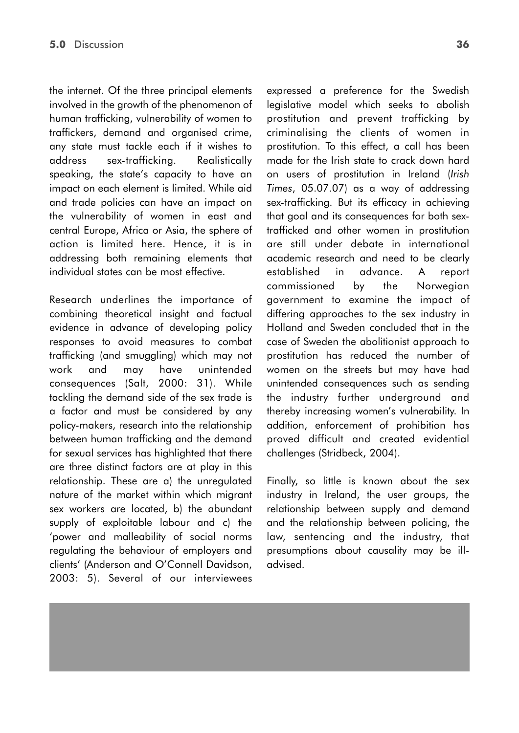the internet. Of the three principal elements involved in the growth of the phenomenon of human trafficking, vulnerability of women to traffickers, demand and organised crime, any state must tackle each if it wishes to address sex-trafficking. Realistically speaking, the state's capacity to have an impact on each element is limited. While aid and trade policies can have an impact on the vulnerability of women in east and central Europe, Africa or Asia, the sphere of action is limited here. Hence, it is in addressing both remaining elements that individual states can be most effective.

Research underlines the importance of combining theoretical insight and factual evidence in advance of developing policy responses to avoid measures to combat trafficking (and smuggling) which may not work and may have unintended consequences (Salt, 2000: 31). While tackling the demand side of the sex trade is a factor and must be considered by any policy-makers, research into the relationship between human trafficking and the demand for sexual services has highlighted that there are three distinct factors are at play in this relationship. These are a) the unregulated nature of the market within which migrant sex workers are located, b) the abundant supply of exploitable labour and c) the 'power and malleability of social norms regulating the behaviour of employers and clients' (Anderson and O'Connell Davidson, 2003: 5). Several of our interviewees expressed a preference for the Swedish legislative model which seeks to abolish prostitution and prevent trafficking by criminalising the clients of women in prostitution. To this effect, a call has been made for the Irish state to crack down hard on users of prostitution in Ireland (*Irish Times*, 05.07.07) as a way of addressing sex-trafficking. But its efficacy in achieving that goal and its consequences for both sex-trafficked and other women in prostitution are still under debate in international academic research and need to be clearly established in advance. A report commissioned by the Norwegian government to examine the impact of differing approaches to the sex industry in Holland and Sweden concluded that in the case of Sweden the abolitionist approach to prostitution has reduced the number of women on the streets but may have had unintended consequences such as sending the industry further underground and thereby increasing women's vulnerability. In addition, enforcement of prohibition has proved difficult and created evidential challenges (Stridbeck, 2004).

Finally, so little is known about the sex industry in Ireland, the user groups, the relationship between supply and demand and the relationship between policing, the law, sentencing and the industry, that presumptions about causality may be ill-advised.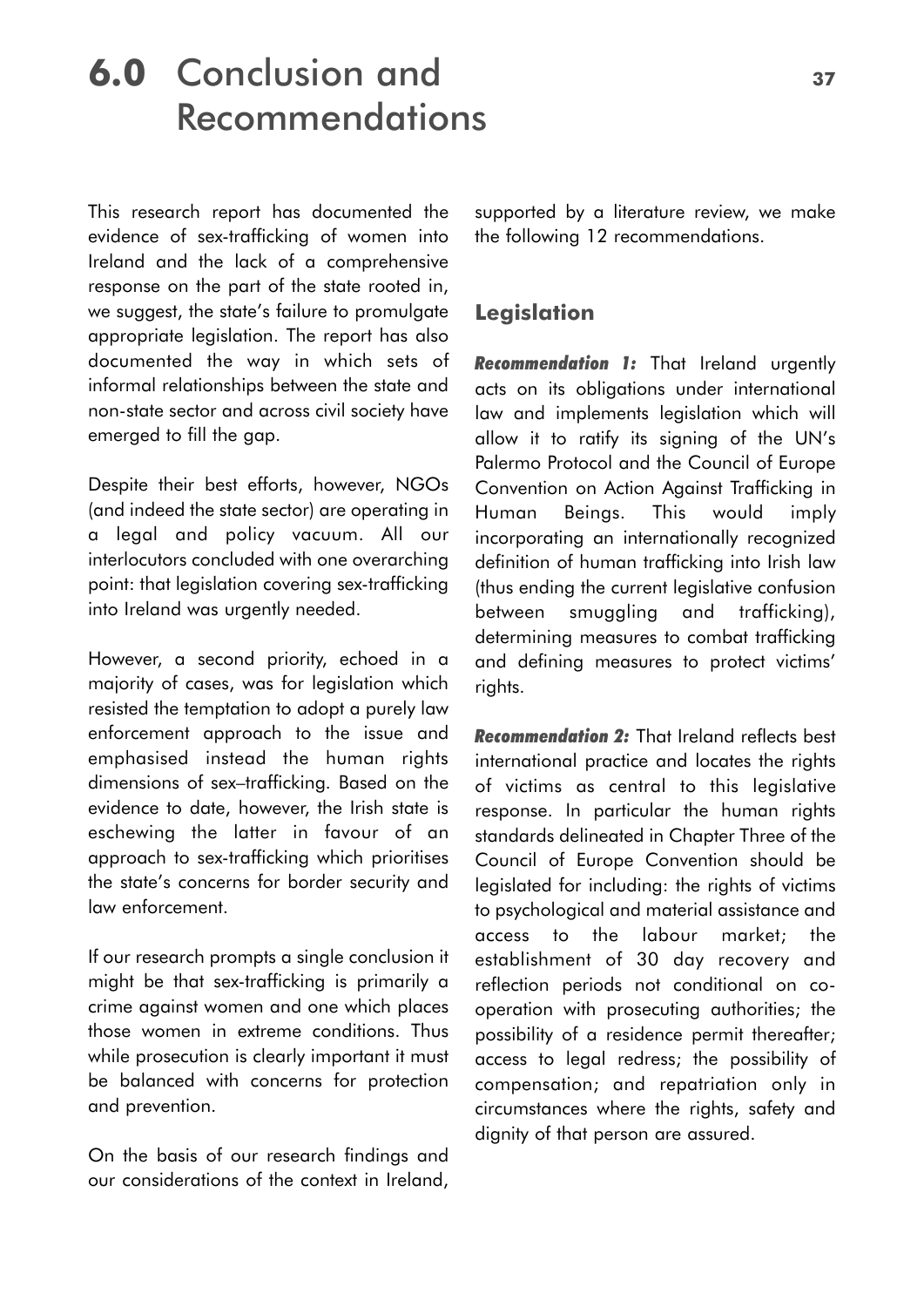# 6.0 Conclusion and Recommendations

This research report has documented the evidence of sex-trafficking of women into Ireland and the lack of a comprehensive response on the part of the state rooted in, we suggest, the state's failure to promulgate appropriate legislation. The report has also documented the way in which sets of informal relationships between the state and non-state sector and across civil society have emerged to fill the gap.

Despite their best efforts, however, NGOs (and indeed the state sector) are operating in a legal and policy vacuum. All our interlocutors concluded with one overarching point: that legislation covering sex-trafficking into Ireland was urgently needed.

However, a second priority, echoed in a majority of cases, was for legislation which resisted the temptation to adopt a purely law enforcement approach to the issue and emphasised instead the human rights dimensions of sex–trafficking. Based on the evidence to date, however, the Irish state is eschewing the latter in favour of an approach to sex-trafficking which prioritises the state's concerns for border security and law enforcement.

If our research prompts a single conclusion it might be that sex-trafficking is primarily a crime against women and one which places those women in extreme conditions. Thus while prosecution is clearly important it must be balanced with concerns for protection and prevention.

On the basis of our research findings and our considerations of the context in Ireland, supported by a literature review, we make the following 12 recommendations.

## Legislation

***Recommendation 1:*** That Ireland urgently acts on its obligations under international law and implements legislation which will allow it to ratify its signing of the UN's Palermo Protocol and the Council of Europe Convention on Action Against Trafficking in Human Beings. This would imply incorporating an internationally recognized definition of human trafficking into Irish law (thus ending the current legislative confusion between smuggling and trafficking), determining measures to combat trafficking and defining measures to protect victims' rights.

***Recommendation 2:*** That Ireland reflects best international practice and locates the rights of victims as central to this legislative response. In particular the human rights standards delineated in Chapter Three of the Council of Europe Convention should be legislated for including: the rights of victims to psychological and material assistance and access to the labour market; the establishment of 30 day recovery and reflection periods not conditional on co-operation with prosecuting authorities; the possibility of a residence permit thereafter; access to legal redress; the possibility of compensation; and repatriation only in circumstances where the rights, safety and dignity of that person are assured.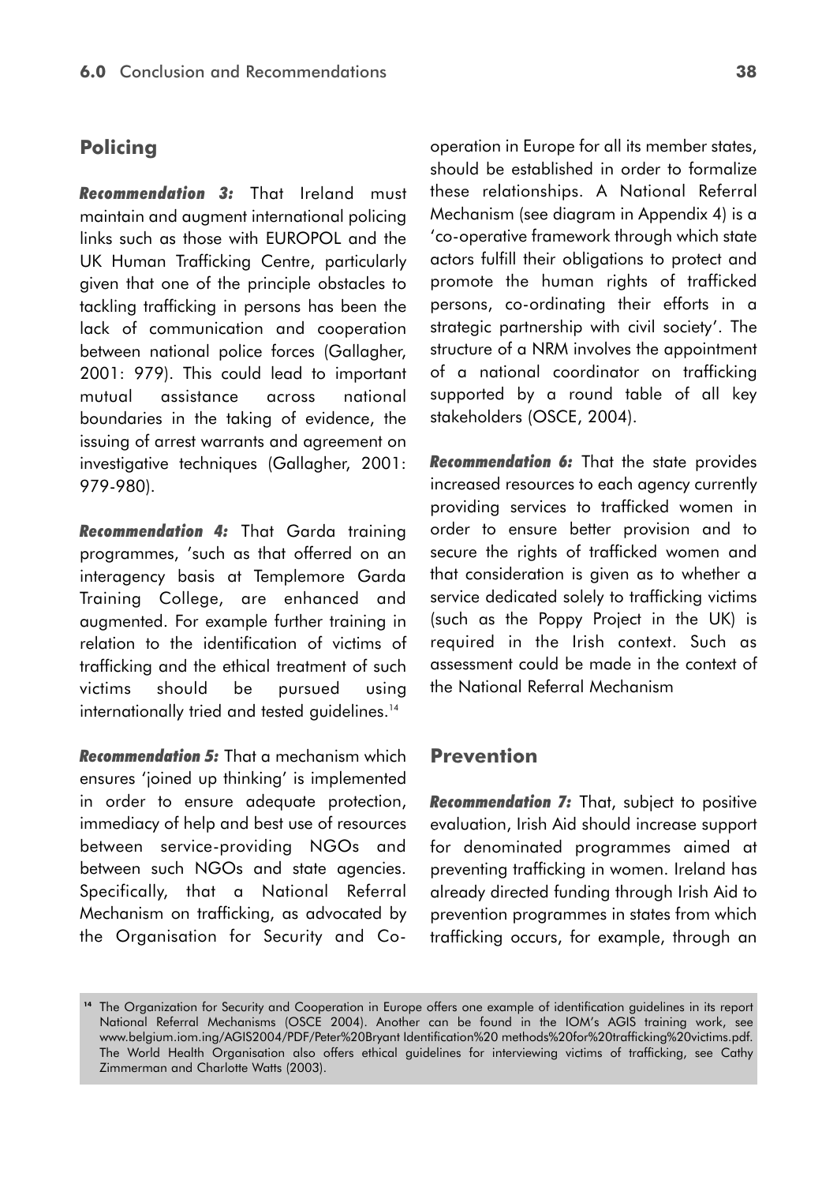## Policing

***Recommendation 3:*** That Ireland must maintain and augment international policing links such as those with EUROPOL and the UK Human Trafficking Centre, particularly given that one of the principle obstacles to tackling trafficking in persons has been the lack of communication and cooperation between national police forces (Gallagher, 2001: 979). This could lead to important mutual assistance across national boundaries in the taking of evidence, the issuing of arrest warrants and agreement on investigative techniques (Gallagher, 2001: 979-980).

***Recommendation 4:*** That Garda training programmes, 'such as that offerred on an interagency basis at Templemore Garda Training College, are enhanced and augmented. For example further training in relation to the identification of victims of trafficking and the ethical treatment of such victims should be pursued using internationally tried and tested guidelines.[14]

***Recommendation 5:*** That a mechanism which ensures 'joined up thinking' is implemented in order to ensure adequate protection, immediacy of help and best use of resources between service-providing NGOs and between such NGOs and state agencies. Specifically, that a National Referral Mechanism on trafficking, as advocated by the Organisation for Security and Co-operation in Europe for all its member states, should be established in order to formalize these relationships. A National Referral Mechanism (see diagram in Appendix 4) is a 'co-operative framework through which state actors fulfill their obligations to protect and promote the human rights of trafficked persons, co-ordinating their efforts in a strategic partnership with civil society'. The structure of a NRM involves the appointment of a national coordinator on trafficking supported by a round table of all key stakeholders (OSCE, 2004).

***Recommendation 6:*** That the state provides increased resources to each agency currently providing services to trafficked women in order to ensure better provision and to secure the rights of trafficked women and that consideration is given as to whether a service dedicated solely to trafficking victims (such as the Poppy Project in the UK) is required in the Irish context. Such as assessment could be made in the context of the National Referral Mechanism

## Prevention

***Recommendation 7:*** That, subject to positive evaluation, Irish Aid should increase support for denominated programmes aimed at preventing trafficking in women. Ireland has already directed funding through Irish Aid to prevention programmes in states from which trafficking occurs, for example, through an

[14] The Organization for Security and Cooperation in Europe offers one example of identification guidelines in its report National Referral Mechanisms (OSCE 2004). Another can be found in the IOM's AGIS training work, see www.belgium.iom.ing/AGIS2004/PDF/Peter%20Bryant Identification%20 methods%20for%20trafficking%20victims.pdf. The World Health Organisation also offers ethical guidelines for interviewing victims of trafficking, see Cathy Zimmerman and Charlotte Watts (2003).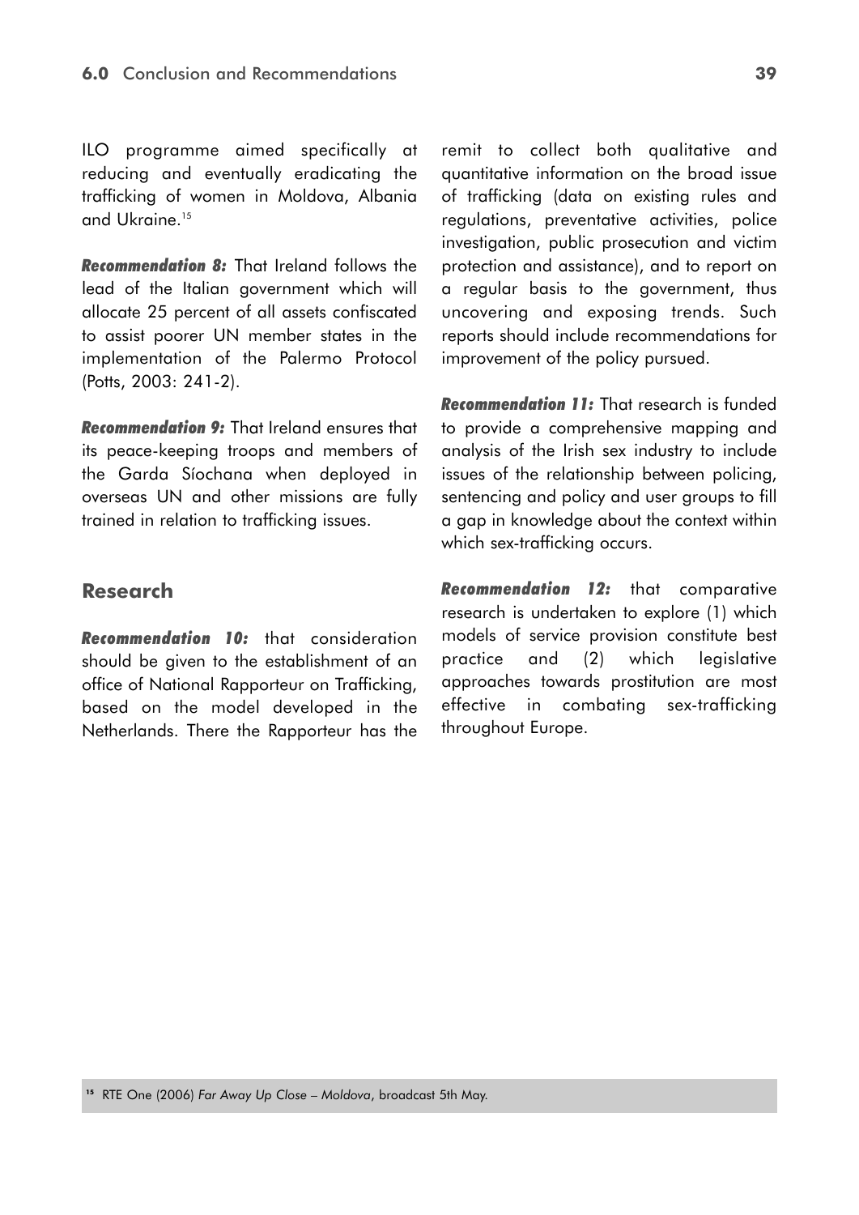ILO programme aimed specifically at reducing and eventually eradicating the trafficking of women in Moldova, Albania and Ukraine.[15]

***Recommendation 8:*** That Ireland follows the lead of the Italian government which will allocate 25 percent of all assets confiscated to assist poorer UN member states in the implementation of the Palermo Protocol (Potts, 2003: 241-2).

***Recommendation 9:*** That Ireland ensures that its peace-keeping troops and members of the Garda Síochana when deployed in overseas UN and other missions are fully trained in relation to trafficking issues.

## Research

***Recommendation 10:*** that consideration should be given to the establishment of an office of National Rapporteur on Trafficking, based on the model developed in the Netherlands. There the Rapporteur has the remit to collect both qualitative and quantitative information on the broad issue of trafficking (data on existing rules and regulations, preventative activities, police investigation, public prosecution and victim protection and assistance), and to report on a regular basis to the government, thus uncovering and exposing trends. Such reports should include recommendations for improvement of the policy pursued.

***Recommendation 11:*** That research is funded to provide a comprehensive mapping and analysis of the Irish sex industry to include issues of the relationship between policing, sentencing and policy and user groups to fill a gap in knowledge about the context within which sex-trafficking occurs.

***Recommendation 12:*** that comparative research is undertaken to explore (1) which models of service provision constitute best practice and (2) which legislative approaches towards prostitution are most effective in combating sex-trafficking throughout Europe.

[15] RTE One (2006) *Far Away Up Close – Moldova*, broadcast 5th May.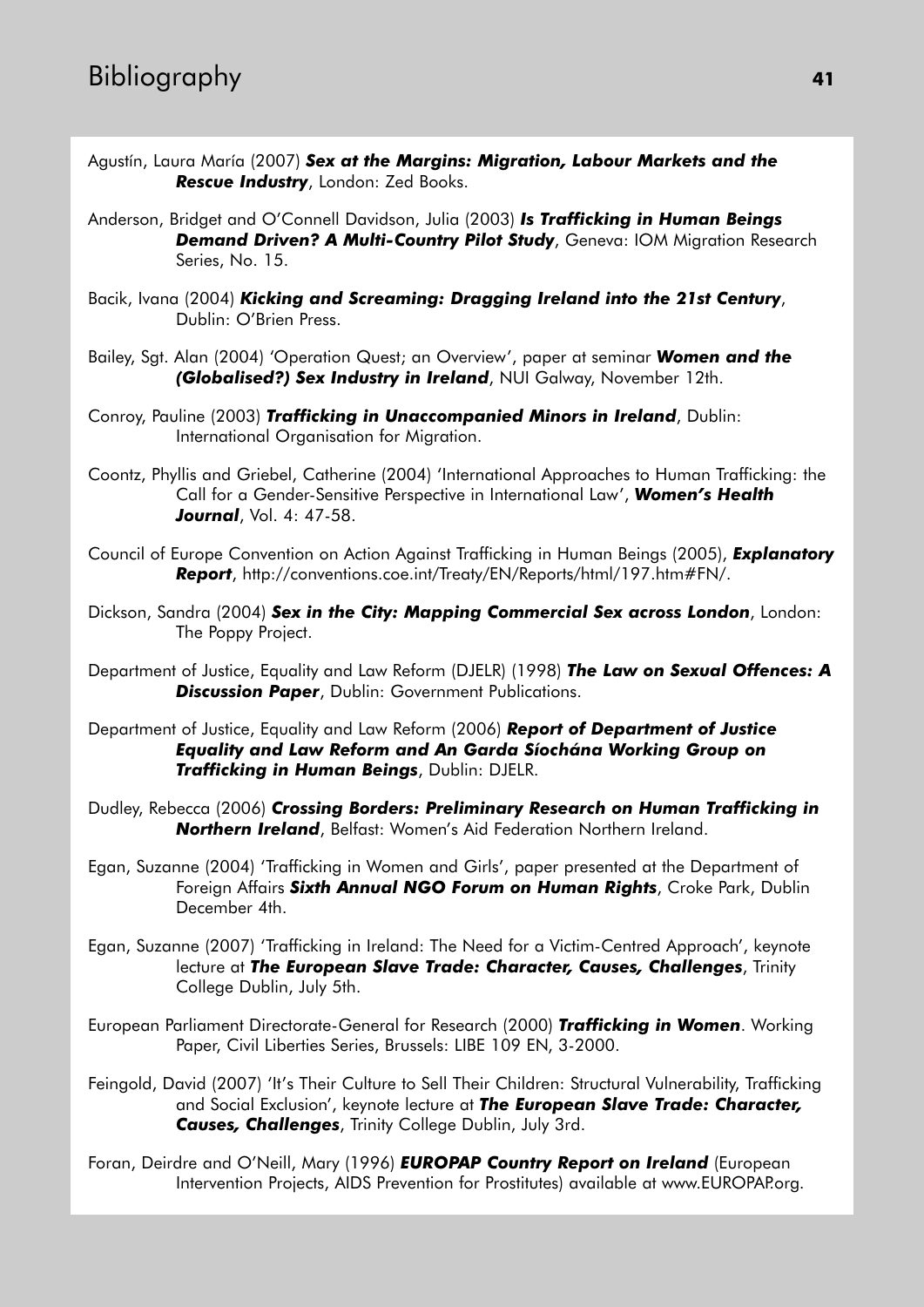# Bibliography

Agustín, Laura María (2007) ***Sex at the Margins: Migration, Labour Markets and the Rescue Industry***, London: Zed Books.

Anderson, Bridget and O'Connell Davidson, Julia (2003) ***Is Trafficking in Human Beings Demand Driven? A Multi-Country Pilot Study***, Geneva: IOM Migration Research Series, No. 15.

Bacik, Ivana (2004) ***Kicking and Screaming: Dragging Ireland into the 21st Century***, Dublin: O'Brien Press.

Bailey, Sgt. Alan (2004) 'Operation Quest; an Overview', paper at seminar ***Women and the (Globalised?) Sex Industry in Ireland***, NUI Galway, November 12th.

Conroy, Pauline (2003) ***Trafficking in Unaccompanied Minors in Ireland***, Dublin: International Organisation for Migration.

Coontz, Phyllis and Griebel, Catherine (2004) 'International Approaches to Human Trafficking: the Call for a Gender-Sensitive Perspective in International Law', ***Women's Health Journal***, Vol. 4: 47-58.

Council of Europe Convention on Action Against Trafficking in Human Beings (2005), ***Explanatory Report***, http://conventions.coe.int/Treaty/EN/Reports/html/197.htm#FN/.

Dickson, Sandra (2004) ***Sex in the City: Mapping Commercial Sex across London***, London: The Poppy Project.

Department of Justice, Equality and Law Reform (DJELR) (1998) ***The Law on Sexual Offences: A Discussion Paper***, Dublin: Government Publications.

Department of Justice, Equality and Law Reform (2006) ***Report of Department of Justice Equality and Law Reform and An Garda Síochána Working Group on Trafficking in Human Beings***, Dublin: DJELR.

Dudley, Rebecca (2006) ***Crossing Borders: Preliminary Research on Human Trafficking in Northern Ireland***, Belfast: Women's Aid Federation Northern Ireland.

Egan, Suzanne (2004) 'Trafficking in Women and Girls', paper presented at the Department of Foreign Affairs ***Sixth Annual NGO Forum on Human Rights***, Croke Park, Dublin December 4th.

Egan, Suzanne (2007) 'Trafficking in Ireland: The Need for a Victim-Centred Approach', keynote lecture at ***The European Slave Trade: Character, Causes, Challenges***, Trinity College Dublin, July 5th.

European Parliament Directorate-General for Research (2000) ***Trafficking in Women***. Working Paper, Civil Liberties Series, Brussels: LIBE 109 EN, 3-2000.

Feingold, David (2007) 'It's Their Culture to Sell Their Children: Structural Vulnerability, Trafficking and Social Exclusion', keynote lecture at ***The European Slave Trade: Character, Causes, Challenges***, Trinity College Dublin, July 3rd.

Foran, Deirdre and O'Neill, Mary (1996) ***EUROPAP Country Report on Ireland*** (European Intervention Projects, AIDS Prevention for Prostitutes) available at www.EUROPAP.org.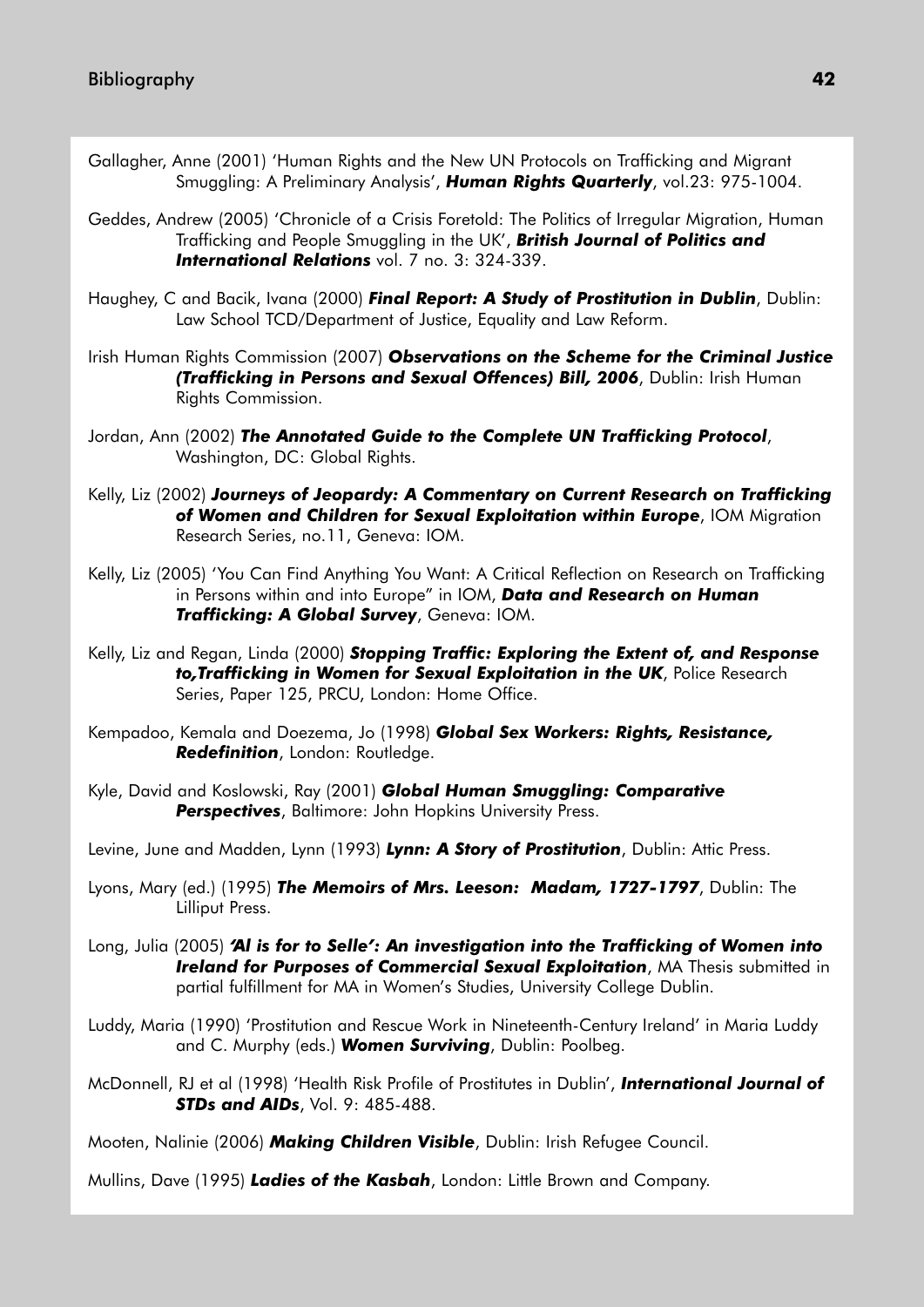Gallagher, Anne (2001) 'Human Rights and the New UN Protocols on Trafficking and Migrant Smuggling: A Preliminary Analysis', ***Human Rights Quarterly***, vol.23: 975-1004.

Geddes, Andrew (2005) 'Chronicle of a Crisis Foretold: The Politics of Irregular Migration, Human Trafficking and People Smuggling in the UK', ***British Journal of Politics and International Relations*** vol. 7 no. 3: 324-339.

Haughey, C and Bacik, Ivana (2000) ***Final Report: A Study of Prostitution in Dublin***, Dublin: Law School TCD/Department of Justice, Equality and Law Reform.

Irish Human Rights Commission (2007) ***Observations on the Scheme for the Criminal Justice (Trafficking in Persons and Sexual Offences) Bill, 2006***, Dublin: Irish Human Rights Commission.

Jordan, Ann (2002) ***The Annotated Guide to the Complete UN Trafficking Protocol***, Washington, DC: Global Rights.

Kelly, Liz (2002) ***Journeys of Jeopardy: A Commentary on Current Research on Trafficking of Women and Children for Sexual Exploitation within Europe***, IOM Migration Research Series, no.11, Geneva: IOM.

Kelly, Liz (2005) 'You Can Find Anything You Want: A Critical Reflection on Research on Trafficking in Persons within and into Europe" in IOM, ***Data and Research on Human Trafficking: A Global Survey***, Geneva: IOM.

Kelly, Liz and Regan, Linda (2000) ***Stopping Traffic: Exploring the Extent of, and Response to,Trafficking in Women for Sexual Exploitation in the UK***, Police Research Series, Paper 125, PRCU, London: Home Office.

Kempadoo, Kemala and Doezema, Jo (1998) ***Global Sex Workers: Rights, Resistance, Redefinition***, London: Routledge.

Kyle, David and Koslowski, Ray (2001) ***Global Human Smuggling: Comparative Perspectives***, Baltimore: John Hopkins University Press.

Levine, June and Madden, Lynn (1993) ***Lynn: A Story of Prostitution***, Dublin: Attic Press.

Lyons, Mary (ed.) (1995) ***The Memoirs of Mrs. Leeson: Madam, 1727-1797***, Dublin: The Lilliput Press.

Long, Julia (2005) ***'Al is for to Selle': An investigation into the Trafficking of Women into Ireland for Purposes of Commercial Sexual Exploitation***, MA Thesis submitted in partial fulfillment for MA in Women's Studies, University College Dublin.

Luddy, Maria (1990) 'Prostitution and Rescue Work in Nineteenth-Century Ireland' in Maria Luddy and C. Murphy (eds.) ***Women Surviving***, Dublin: Poolbeg.

McDonnell, RJ et al (1998) 'Health Risk Profile of Prostitutes in Dublin', ***International Journal of STDs and AIDs***, Vol. 9: 485-488.

Mooten, Nalinie (2006) ***Making Children Visible***, Dublin: Irish Refugee Council.

Mullins, Dave (1995) ***Ladies of the Kasbah***, London: Little Brown and Company.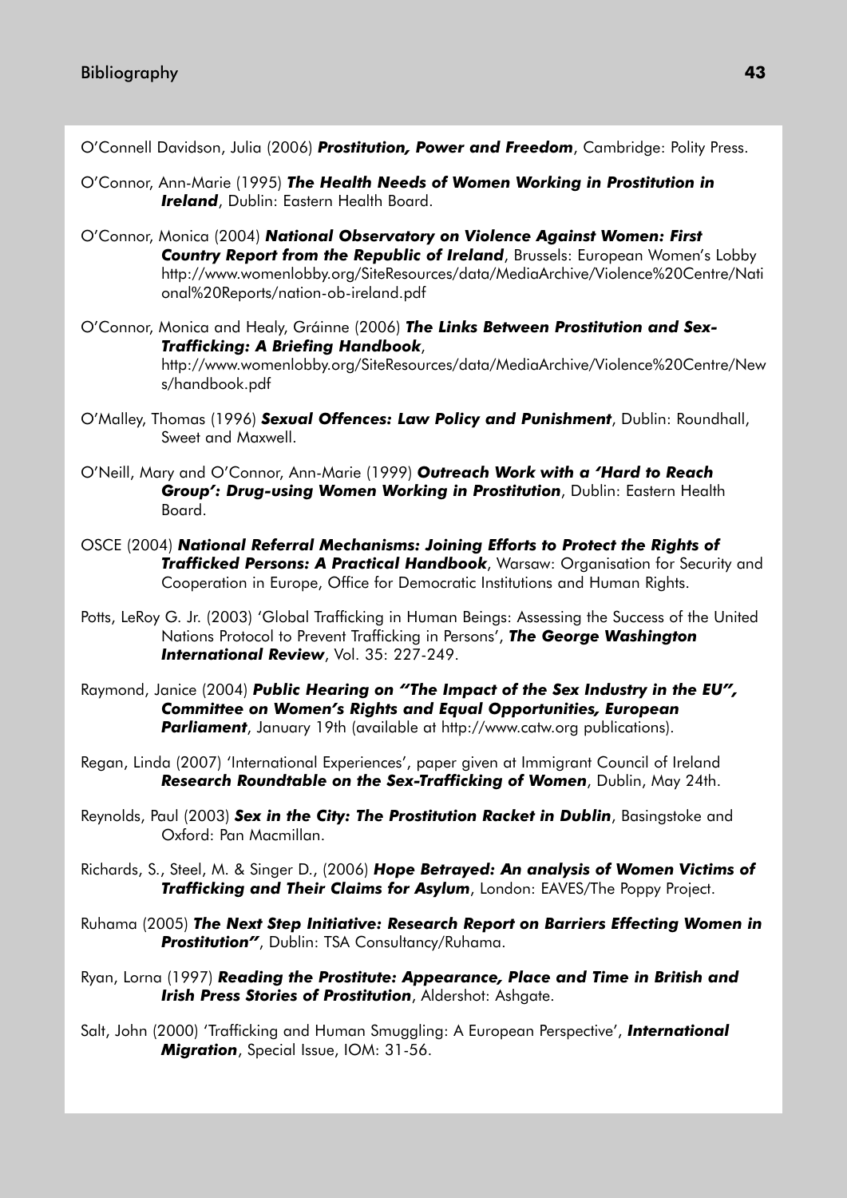O'Connell Davidson, Julia (2006) ***Prostitution, Power and Freedom***, Cambridge: Polity Press.

O'Connor, Ann-Marie (1995) ***The Health Needs of Women Working in Prostitution in Ireland***, Dublin: Eastern Health Board.

O'Connor, Monica (2004) ***National Observatory on Violence Against Women: First Country Report from the Republic of Ireland***, Brussels: European Women's Lobby http://www.womenlobby.org/SiteResources/data/MediaArchive/Violence%20Centre/National%20Reports/nation-ob-ireland.pdf

O'Connor, Monica and Healy, Gráinne (2006) ***The Links Between Prostitution and Sex-Trafficking: A Briefing Handbook***, http://www.womenlobby.org/SiteResources/data/MediaArchive/Violence%20Centre/News/handbook.pdf

O'Malley, Thomas (1996) ***Sexual Offences: Law Policy and Punishment***, Dublin: Roundhall, Sweet and Maxwell.

O'Neill, Mary and O'Connor, Ann-Marie (1999) ***Outreach Work with a 'Hard to Reach Group': Drug-using Women Working in Prostitution***, Dublin: Eastern Health Board.

OSCE (2004) ***National Referral Mechanisms: Joining Efforts to Protect the Rights of Trafficked Persons: A Practical Handbook***, Warsaw: Organisation for Security and Cooperation in Europe, Office for Democratic Institutions and Human Rights.

Potts, LeRoy G. Jr. (2003) 'Global Trafficking in Human Beings: Assessing the Success of the United Nations Protocol to Prevent Trafficking in Persons', ***The George Washington International Review***, Vol. 35: 227-249.

Raymond, Janice (2004) ***Public Hearing on "The Impact of the Sex Industry in the EU", Committee on Women's Rights and Equal Opportunities, European Parliament***, January 19th (available at http://www.catw.org publications).

Regan, Linda (2007) 'International Experiences', paper given at Immigrant Council of Ireland ***Research Roundtable on the Sex-Trafficking of Women***, Dublin, May 24th.

Reynolds, Paul (2003) ***Sex in the City: The Prostitution Racket in Dublin***, Basingstoke and Oxford: Pan Macmillan.

Richards, S., Steel, M. & Singer D., (2006) ***Hope Betrayed: An analysis of Women Victims of Trafficking and Their Claims for Asylum***, London: EAVES/The Poppy Project.

Ruhama (2005) ***The Next Step Initiative: Research Report on Barriers Effecting Women in Prostitution"***, Dublin: TSA Consultancy/Ruhama.

Ryan, Lorna (1997) ***Reading the Prostitute: Appearance, Place and Time in British and Irish Press Stories of Prostitution***, Aldershot: Ashgate.

Salt, John (2000) 'Trafficking and Human Smuggling: A European Perspective', ***International Migration***, Special Issue, IOM: 31-56.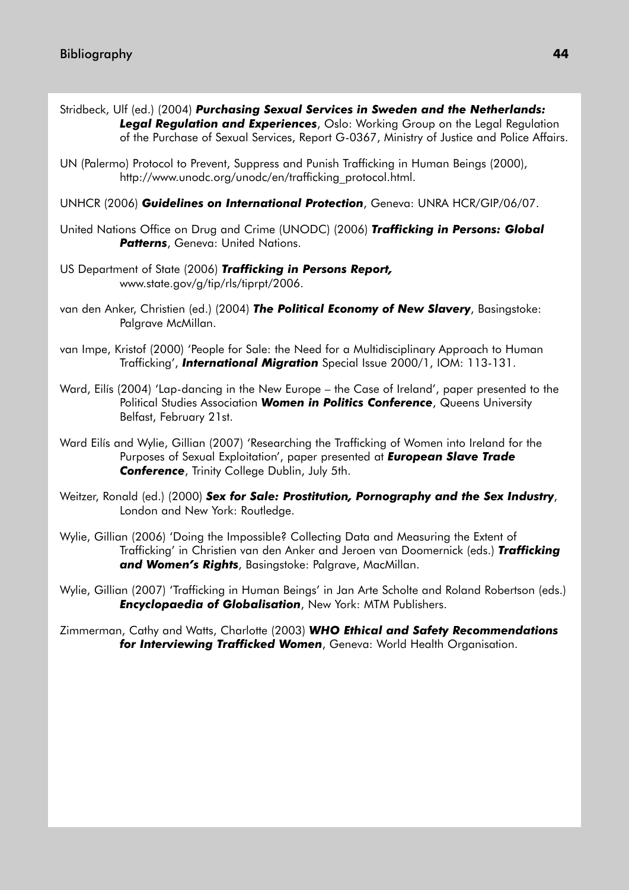Stridbeck, Ulf (ed.) (2004) ***Purchasing Sexual Services in Sweden and the Netherlands: Legal Regulation and Experiences***, Oslo: Working Group on the Legal Regulation of the Purchase of Sexual Services, Report G-0367, Ministry of Justice and Police Affairs.

UN (Palermo) Protocol to Prevent, Suppress and Punish Trafficking in Human Beings (2000), http://www.unodc.org/unodc/en/trafficking_protocol.html.

UNHCR (2006) ***Guidelines on International Protection***, Geneva: UNRA HCR/GIP/06/07.

United Nations Office on Drug and Crime (UNODC) (2006) ***Trafficking in Persons: Global Patterns***, Geneva: United Nations.

US Department of State (2006) ***Trafficking in Persons Report,*** www.state.gov/g/tip/rls/tiprpt/2006.

van den Anker, Christien (ed.) (2004) ***The Political Economy of New Slavery***, Basingstoke: Palgrave McMillan.

van Impe, Kristof (2000) 'People for Sale: the Need for a Multidisciplinary Approach to Human Trafficking', ***International Migration*** Special Issue 2000/1, IOM: 113-131.

Ward, Eilís (2004) 'Lap-dancing in the New Europe – the Case of Ireland', paper presented to the Political Studies Association ***Women in Politics Conference***, Queens University Belfast, February 21st.

Ward Eilís and Wylie, Gillian (2007) 'Researching the Trafficking of Women into Ireland for the Purposes of Sexual Exploitation', paper presented at ***European Slave Trade Conference***, Trinity College Dublin, July 5th.

Weitzer, Ronald (ed.) (2000) ***Sex for Sale: Prostitution, Pornography and the Sex Industry***, London and New York: Routledge.

Wylie, Gillian (2006) 'Doing the Impossible? Collecting Data and Measuring the Extent of Trafficking' in Christien van den Anker and Jeroen van Doomernick (eds.) ***Trafficking and Women's Rights***, Basingstoke: Palgrave, MacMillan.

Wylie, Gillian (2007) 'Trafficking in Human Beings' in Jan Arte Scholte and Roland Robertson (eds.) ***Encyclopaedia of Globalisation***, New York: MTM Publishers.

Zimmerman, Cathy and Watts, Charlotte (2003) ***WHO Ethical and Safety Recommendations for Interviewing Trafficked Women***, Geneva: World Health Organisation.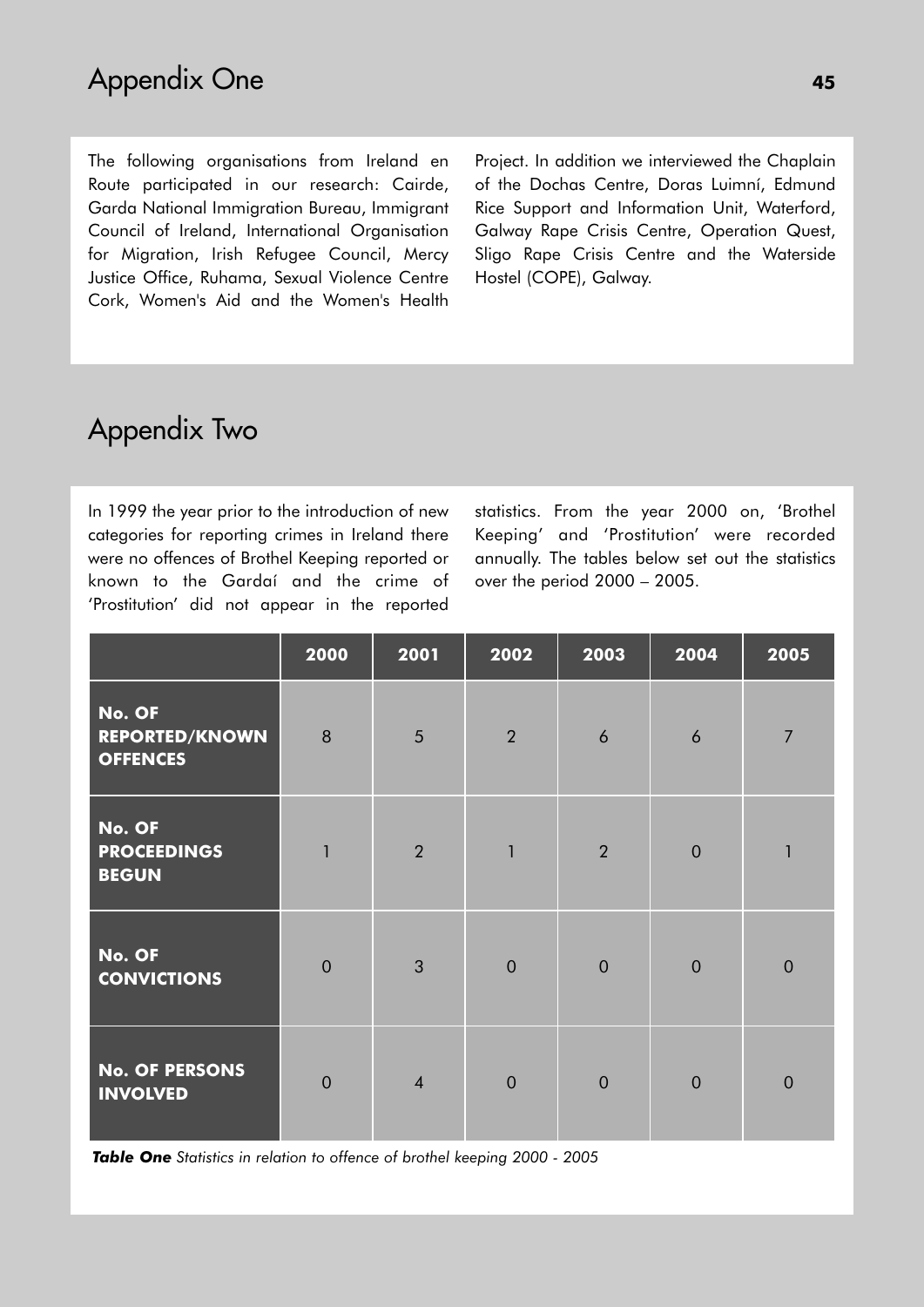# Appendix One

The following organisations from Ireland en Route participated in our research: Cairde, Garda National Immigration Bureau, Immigrant Council of Ireland, International Organisation for Migration, Irish Refugee Council, Mercy Justice Office, Ruhama, Sexual Violence Centre Cork, Women's Aid and the Women's Health Project. In addition we interviewed the Chaplain of the Dochas Centre, Doras Luimní, Edmund Rice Support and Information Unit, Waterford, Galway Rape Crisis Centre, Operation Quest, Sligo Rape Crisis Centre and the Waterside Hostel (COPE), Galway.

# Appendix Two

In 1999 the year prior to the introduction of new categories for reporting crimes in Ireland there were no offences of Brothel Keeping reported or known to the Gardaí and the crime of 'Prostitution' did not appear in the reported statistics. From the year 2000 on, 'Brothel Keeping' and 'Prostitution' were recorded annually. The tables below set out the statistics over the period 2000 – 2005.

| | 2000 | 2001 | 2002 | 2003 | 2004 | 2005 |
|---|---|---|---|---|---|---|
| **No. OF REPORTED/KNOWN OFFENCES** | 8 | 5 | 2 | 6 | 6 | 7 |
| **No. OF PROCEEDINGS BEGUN** | 1 | 2 | 1 | 2 | 0 | 1 |
| **No. OF CONVICTIONS** | 0 | 3 | 0 | 0 | 0 | 0 |
| **No. OF PERSONS INVOLVED** | 0 | 4 | 0 | 0 | 0 | 0 |

***Table One*** *Statistics in relation to offence of brothel keeping 2000 - 2005*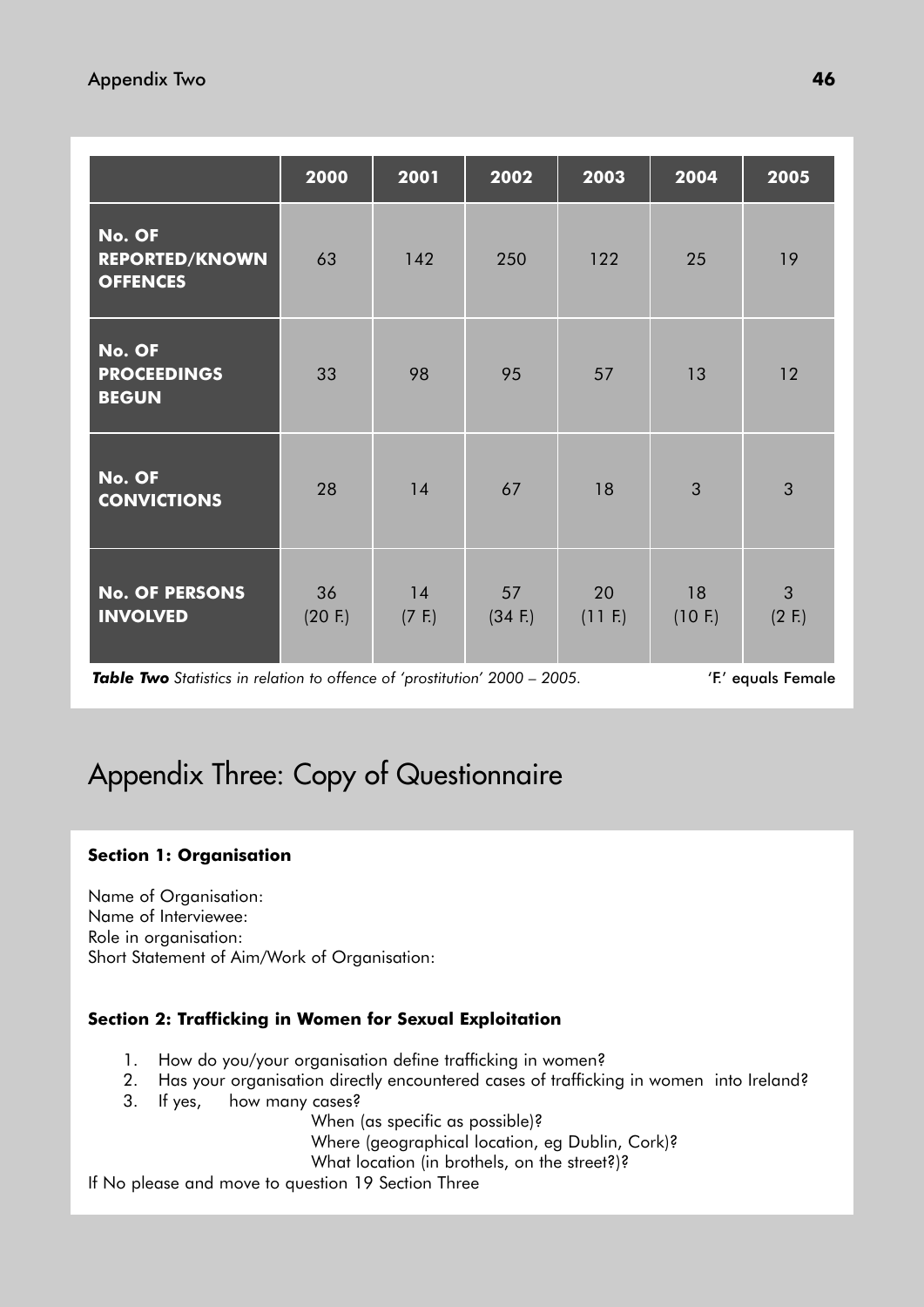| | 2000 | 2001 | 2002 | 2003 | 2004 | 2005 |
|---|---|---|---|---|---|---|
| **No. OF REPORTED/KNOWN OFFENCES** | 63 | 142 | 250 | 122 | 25 | 19 |
| **No. OF PROCEEDINGS BEGUN** | 33 | 98 | 95 | 57 | 13 | 12 |
| **No. OF CONVICTIONS** | 28 | 14 | 67 | 18 | 3 | 3 |
| **No. OF PERSONS INVOLVED** | 36 (20 F.) | 14 (7 F.) | 57 (34 F.) | 20 (11 F.) | 18 (10 F.) | 3 (2 F.) |

***Table Two*** *Statistics in relation to offence of 'prostitution' 2000 – 2005.* 'F.' equals Female

# Appendix Three: Copy of Questionnaire

**Section 1: Organisation**

Name of Organisation:
Name of Interviewee:
Role in organisation:
Short Statement of Aim/Work of Organisation:

**Section 2: Trafficking in Women for Sexual Exploitation**

1. How do you/your organisation define trafficking in women?
2. Has your organisation directly encountered cases of trafficking in women into Ireland?
3. If yes, how many cases?
   When (as specific as possible)?
   Where (geographical location, eg Dublin, Cork)?
   What location (in brothels, on the street?)?

If No please and move to question 19 Section Three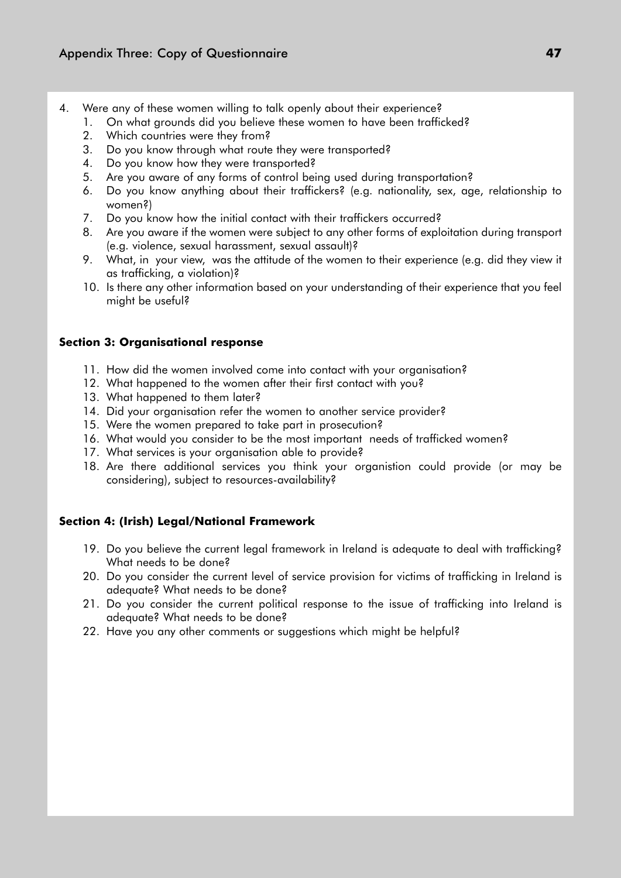4. Were any of these women willing to talk openly about their experience?
    1. On what grounds did you believe these women to have been trafficked?
    2. Which countries were they from?
    3. Do you know through what route they were transported?
    4. Do you know how they were transported?
    5. Are you aware of any forms of control being used during transportation?
    6. Do you know anything about their traffickers? (e.g. nationality, sex, age, relationship to women?)
    7. Do you know how the initial contact with their traffickers occurred?
    8. Are you aware if the women were subject to any other forms of exploitation during transport (e.g. violence, sexual harassment, sexual assault)?
    9. What, in your view, was the attitude of the women to their experience (e.g. did they view it as trafficking, a violation)?
    10. Is there any other information based on your understanding of their experience that you feel might be useful?

**Section 3: Organisational response**

11. How did the women involved come into contact with your organisation?
12. What happened to the women after their first contact with you?
13. What happened to them later?
14. Did your organisation refer the women to another service provider?
15. Were the women prepared to take part in prosecution?
16. What would you consider to be the most important needs of trafficked women?
17. What services is your organisation able to provide?
18. Are there additional services you think your organistion could provide (or may be considering), subject to resources-availability?

**Section 4: (Irish) Legal/National Framework**

19. Do you believe the current legal framework in Ireland is adequate to deal with trafficking? What needs to be done?
20. Do you consider the current level of service provision for victims of trafficking in Ireland is adequate? What needs to be done?
21. Do you consider the current political response to the issue of trafficking into Ireland is adequate? What needs to be done?
22. Have you any other comments or suggestions which might be helpful?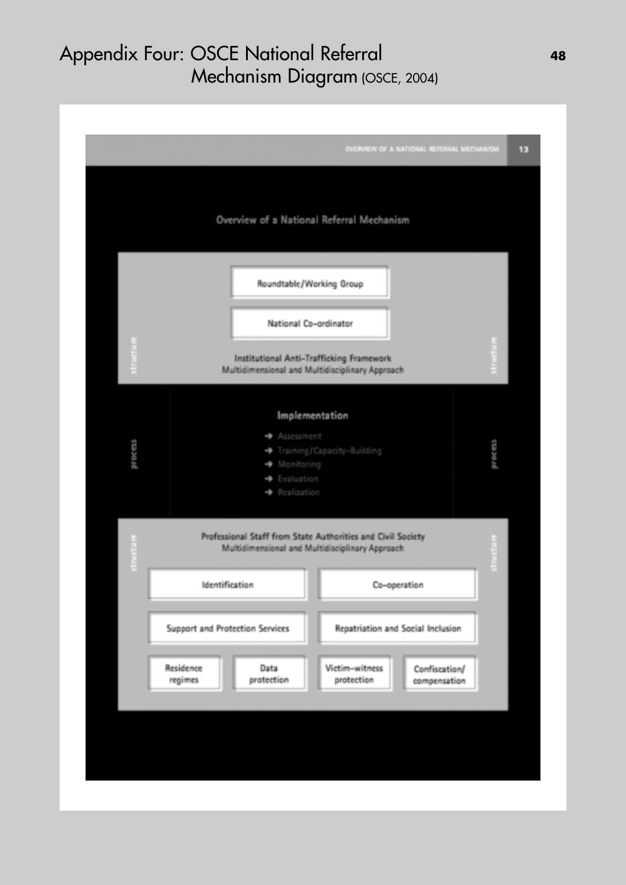# Appendix Four: OSCE National Referral Mechanism Diagram (OSCE, 2004)

OVERVIEW OF A NATIONAL REFERRAL MECHANISM 13

Overview of a National Referral Mechanism

structure

Roundtable/Working Group

National Co-ordinator

Institutional Anti-Trafficking Framework
Multidimensional and Multidisciplinary Approach

process

Implementation

- Assessment
- Training/Capacity-Building
- Monitoring
- Evaluation
- Realization

structure

Professional Staff from State Authorities and Civil Society
Multidimensional and Multidisciplinary Approach

Identification

Co-operation

Support and Protection Services

Repatriation and Social Inclusion

Residence regimes

Data protection

Victim-witness protection

Confiscation/ compensation